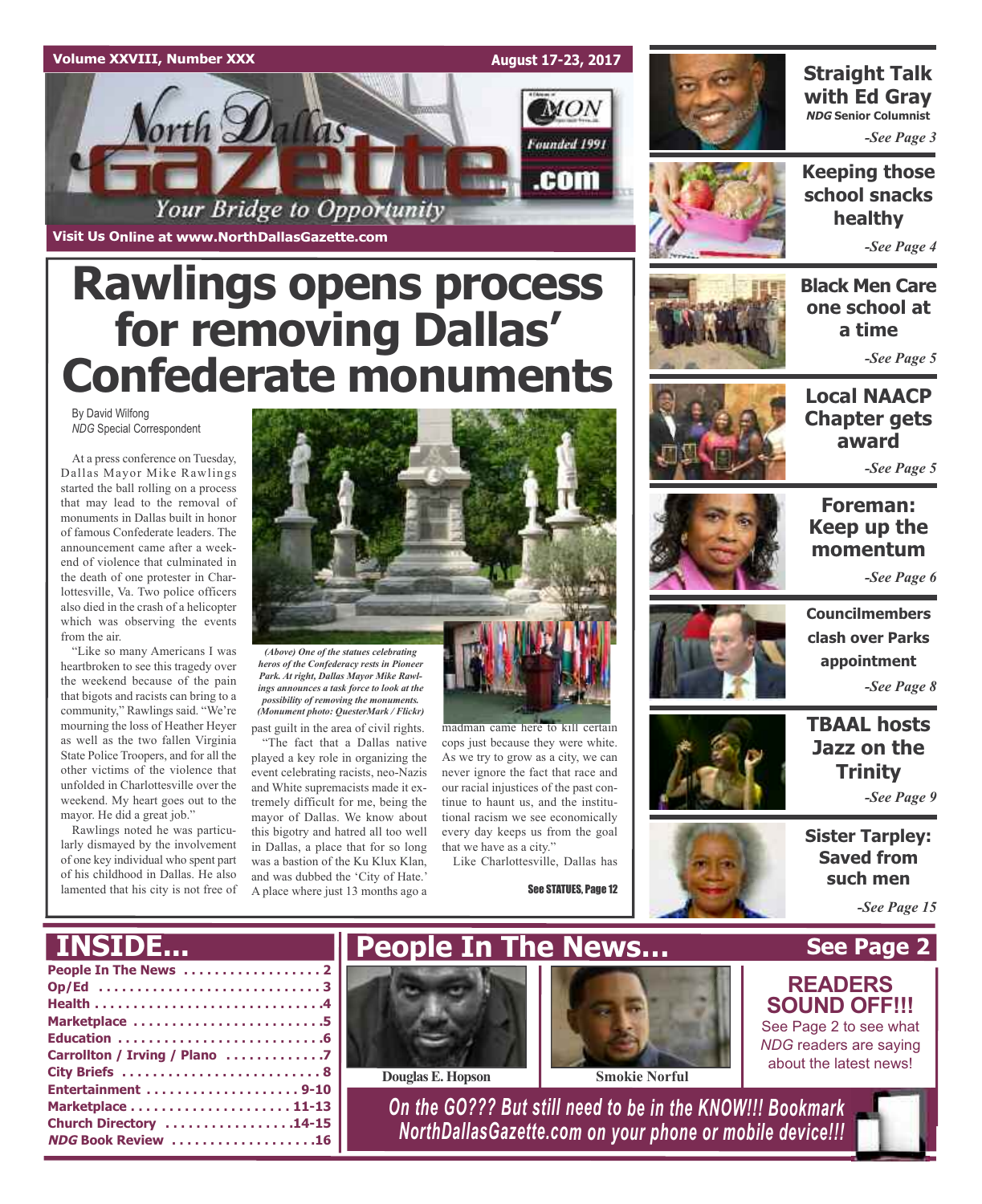Volume XXVIII, Number XXX

August 17-23, 2017

# North Dallas Gazette

Founded 1991

.com

Your Bridge to Opportunity

Visit Us Online at www.NorthDallasGazette.com

# Rawlings opens process for removing Dallas' Confederate monuments

By David Wilfong
*NDG* Special Correspondent

At a press conference on Tuesday, Dallas Mayor Mike Rawlings started the ball rolling on a process that may lead to the removal of monuments in Dallas built in honor of famous Confederate leaders. The announcement came after a weekend of violence that culminated in the death of one protester in Charlottesville, Va. Two police officers also died in the crash of a helicopter which was observing the events from the air.

"Like so many Americans I was heartbroken to see this tragedy over the weekend because of the pain that bigots and racists can bring to a community," Rawlings said. "We're mourning the loss of Heather Heyer as well as the two fallen Virginia State Police Troopers, and for all the other victims of the violence that unfolded in Charlottesville over the weekend. My heart goes out to the mayor. He did a great job."

Rawlings noted he was particularly dismayed by the involvement of one key individual who spent part of his childhood in Dallas. He also lamented that his city is not free of past guilt in the area of civil rights.

"The fact that a Dallas native played a key role in organizing the event celebrating racists, neo-Nazis and White supremacists made it extremely difficult for me, being the mayor of Dallas. We know about this bigotry and hatred all too well in Dallas, a place that for so long was a bastion of the Ku Klux Klan, and was dubbed the 'City of Hate.' A place where just 13 months ago a madman came here to kill certain cops just because they were white. As we try to grow as a city, we can never ignore the fact that race and our racial injustices of the past continue to haunt us, and the institutional racism we see economically every day keeps us from the goal that we have as a city."

Like Charlottesville, Dallas has

See STATUES, Page 12

*(Above) One of the statues celebrating heros of the Confederacy rests in Pioneer Park. At right, Dallas Mayor Mike Rawlings announces a task force to look at the possibility of removing the monuments. (Monument photo: QuesterMark / Flickr)*

**Straight Talk with Ed Gray**
***NDG* Senior Columnist**
*-See Page 3*

**Keeping those school snacks healthy**
*-See Page 4*

**Black Men Care one school at a time**
*-See Page 5*

**Local NAACP Chapter gets award**
*-See Page 5*

**Foreman: Keep up the momentum**
*-See Page 6*

**Councilmembers clash over Parks appointment**
*-See Page 8*

**TBAAL hosts Jazz on the Trinity**
*-See Page 9*

**Sister Tarpley: Saved from such men**
*-See Page 15*

## INSIDE...

- People In The News .................. 2
- Op/Ed .................................. 3
- Health .................................. 4
- Marketplace ........................... 5
- Education .............................. 6
- Carrollton / Irving / Plano ............ 7
- City Briefs ............................. 8
- Entertainment ...................... 9-10
- Marketplace ........................ 11-13
- Church Directory .................. 14-15
- *NDG* Book Review .................. 16

## People In The News... See Page 2

Douglas E. Hopson

Smokie Norful

**READERS SOUND OFF!!!**
See Page 2 to see what *NDG* readers are saying about the latest news!

*On the GO??? But still need to be in the KNOW!!! Bookmark NorthDallasGazette.com on your phone or mobile device!!!*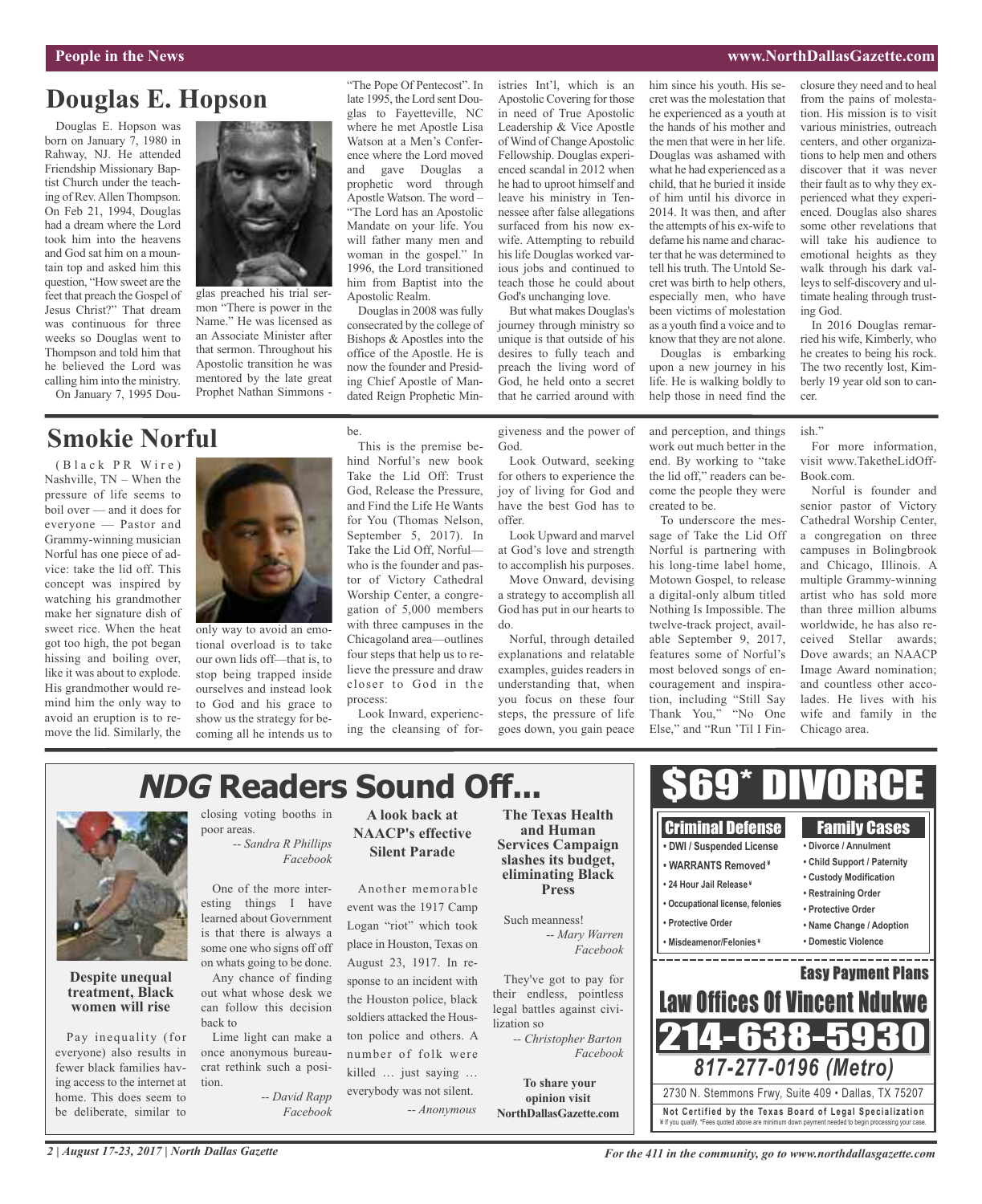## Douglas E. Hopson

Douglas E. Hopson was born on January 7, 1980 in Rahway, NJ. He attended Friendship Missionary Baptist Church under the teaching of Rev. Allen Thompson. On Feb 21, 1994, Douglas had a dream where the Lord took him into the heavens and God sat him on a mountain top and asked him this question, "How sweet are the feet that preach the Gospel of Jesus Christ?" That dream was continuous for three weeks so Douglas went to Thompson and told him that he believed the Lord was calling him into the ministry.

On January 7, 1995 Douglas preached his trial sermon "There is power in the Name." He was licensed as an Associate Minister after that sermon. Throughout his Apostolic transition he was mentored by the late great Prophet Nathan Simmons - "The Pope Of Pentecost". In late 1995, the Lord sent Douglas to Fayetteville, NC where he met Apostle Lisa Watson at a Men's Conference where the Lord moved and gave Douglas a prophetic word through Apostle Watson. The word – "The Lord has an Apostolic Mandate on your life. You will father many men and woman in the gospel." In 1996, the Lord transitioned him from Baptist into the Apostolic Realm.

Douglas in 2008 was fully consecrated by the college of Bishops & Apostles into the office of the Apostle. He is now the founder and Presiding Chief Apostle of Mandated Reign Prophetic Ministries Int'l, which is an Apostolic Covering for those in need of True Apostolic Leadership & Vice Apostle of Wind of Change Apostolic Fellowship. Douglas experienced scandal in 2012 when he had to uproot himself and leave his ministry in Tennessee after false allegations surfaced from his now ex-wife. Attempting to rebuild his life Douglas worked various jobs and continued to teach those he could about God's unchanging love.

But what makes Douglas's journey through ministry so unique is that outside of his desires to fully teach and preach the living word of God, he held onto a secret that he carried around with him since his youth. His secret was the molestation that he experienced as a youth at the hands of his mother and the men that were in her life. Douglas was ashamed with what he had experienced as a child, that he buried it inside of him until his divorce in 2014. It was then, and after the attempts of his ex-wife to defame his name and character that he was determined to tell his truth. The Untold Secret was birth to help others, especially men, who have been victims of molestation as a youth find a voice and to know that they are not alone.

Douglas is embarking upon a new journey in his life. He is walking boldly to help those in need find the closure they need and to heal from the pains of molestation. His mission is to visit various ministries, outreach centers, and other organizations to help men and others discover that it was never their fault as to why they experienced what they experienced. Douglas also shares some other revelations that will take his audience to emotional heights as they walk through his dark valleys to self-discovery and ultimate healing through trusting God.

In 2016 Douglas remarried his wife, Kimberly, who he creates to being his rock. The two recently lost, Kimberly 19 year old son to cancer.

## Smokie Norful

(Black PR Wire) Nashville, TN – When the pressure of life seems to boil over — and it does for everyone — Pastor and Grammy-winning musician Norful has one piece of advice: take the lid off. This concept was inspired by watching his grandmother make her signature dish of sweet rice. When the heat got too high, the pot began hissing and boiling over, like it was about to explode. His grandmother would remind him the only way to avoid an eruption is to remove the lid. Similarly, the only way to avoid an emotional overload is to take our own lids off—that is, to stop being trapped inside ourselves and instead look to God and his grace to show us the strategy for becoming all he intends us to be.

This is the premise behind Norful's new book Take the Lid Off: Trust God, Release the Pressure, and Find the Life He Wants for You (Thomas Nelson, September 5, 2017). In Take the Lid Off, Norful—who is the founder and pastor of Victory Cathedral Worship Center, a congregation of 5,000 members with three campuses in the Chicagoland area—outlines four steps that help us to relieve the pressure and draw closer to God in the process:

Look Inward, experiencing the cleansing of forgiveness and the power of God.

Look Outward, seeking for others to experience the joy of living for God and have the best God has to offer.

Look Upward and marvel at God's love and strength to accomplish his purposes.

Move Onward, devising a strategy to accomplish all God has put in our hearts to do.

Norful, through detailed explanations and relatable examples, guides readers in understanding that, when you focus on these four steps, the pressure of life goes down, you gain peace and perception, and things work out much better in the end. By working to "take the lid off," readers can become the people they were created to be.

To underscore the message of Take the Lid Off Norful is partnering with his long-time label home, Motown Gospel, to release a digital-only album titled Nothing Is Impossible. The twelve-track project, available September 9, 2017, features some of Norful's most beloved songs of encouragement and inspiration, including "Still Say Thank You," "No One Else," and "Run 'Til I Finish."

For more information, visit www.TaketheLidOffBook.com.

Norful is founder and senior pastor of Victory Cathedral Worship Center, a congregation on three campuses in Bolingbrook and Chicago, Illinois. A multiple Grammy-winning artist who has sold more than three million albums worldwide, he has also received Stellar awards; Dove awards; an NAACP Image Award nomination; and countless other accolades. He lives with his wife and family in the Chicago area.

## *NDG* Readers Sound Off...

### Despite unequal treatment, Black women will rise

Pay inequality (for everyone) also results in fewer black families having access to the internet at home. This does seem to be deliberate, similar to closing voting booths in poor areas.

*-- Sandra R Phillips Facebook*

One of the more interesting things I have learned about Government is that there is always a some one who signs off off on whats going to be done.

Any chance of finding out what whose desk we can follow this decision back to

Lime light can make a once anonymous bureaucrat rethink such a position.

*-- David Rapp Facebook*

### A look back at NAACP's effective Silent Parade

Another memorable event was the 1917 Camp Logan "riot" which took place in Houston, Texas on August 23, 1917. In response to an incident with the Houston police, black soldiers attacked the Houston police and others. A number of folk were killed … just saying … everybody was not silent.

*-- Anonymous*

### The Texas Health and Human Services Campaign slashes its budget, eliminating Black Press

Such meanness!

*-- Mary Warren Facebook*

They've got to pay for their endless, pointless legal battles against civilization so

*-- Christopher Barton Facebook*

**To share your opinion visit NorthDallasGazette.com**

## $69* DIVORCE

**Criminal Defense**
- DWI / Suspended License
- WARRANTS Removed¥
- 24 Hour Jail Release¥
- Occupational license, felonies
- Protective Order
- Misdeameanor/Felonies¥

**Family Cases**
- Divorce / Annulment
- Child Support / Paternity
- Custody Modification
- Restraining Order
- Protective Order
- Name Change / Adoption
- Domestic Violence

**Easy Payment Plans**

**Law Offices Of Vincent Ndukwe**

**214-638-5930**

*817-277-0196 (Metro)*

2730 N. Stemmons Frwy, Suite 409 • Dallas, TX 75207

**Not Certified by the Texas Board of Legal Specialization**
¥ If you qualify. *Fees quoted above are minimum down payment needed to begin processing your case.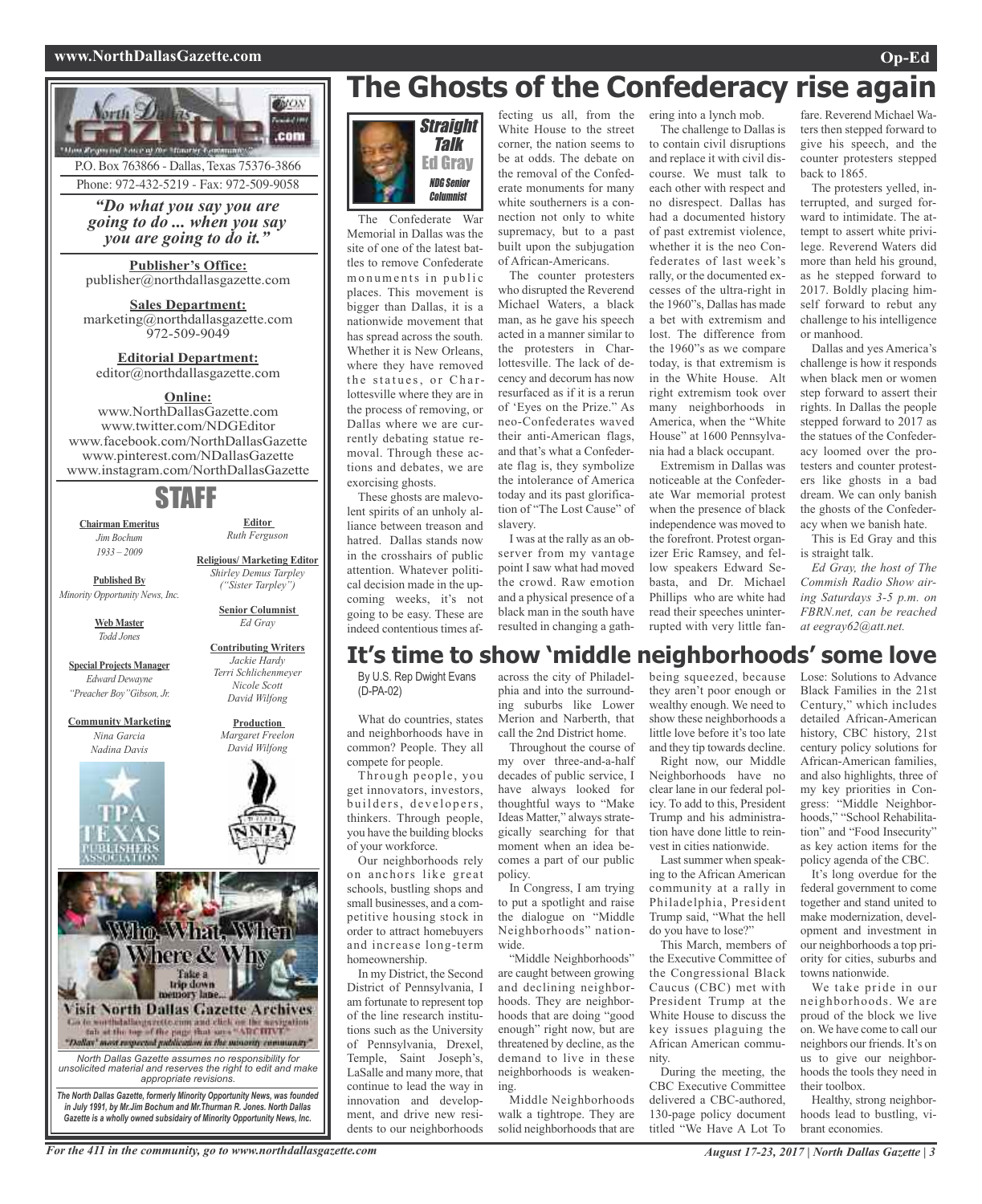**North Dallas Gazette**

P.O. Box 763866 - Dallas, Texas 75376-3866
Phone: 972-432-5219 - Fax: 972-509-9058

*"Do what you say you are going to do ... when you say you are going to do it."*

**Publisher's Office:**
publisher@northdallasgazette.com

**Sales Department:**
marketing@northdallasgazette.com
972-509-9049

**Editorial Department:**
editor@northdallasgazette.com

**Online:**
www.NorthDallasGazette.com
www.twitter.com/NDGEditor
www.facebook.com/NorthDallasGazette
www.pinterest.com/NDallasGazette
www.instagram.com/NorthDallasGazette

## STAFF

**Chairman Emeritus**
*Jim Bochum*
*1933 – 2009*

**Published By**
*Minority Opportunity News, Inc.*

**Web Master**
*Todd Jones*

**Special Projects Manager**
*Edward Dewayne "Preacher Boy" Gibson, Jr.*

**Community Marketing**
*Nina Garcia*
*Nadina Davis*

**Editor**
*Ruth Ferguson*

**Religious/ Marketing Editor**
*Shirley Demus Tarpley ("Sister Tarpley")*

**Senior Columnist**
*Ed Gray*

**Contributing Writers**
*Jackie Hardy*
*Terri Schlichenmeyer*
*Nicole Scott*
*David Wilfong*

**Production**
*Margaret Freelon*
*David Wilfong*

Who, What, When, Where & Why
Take a trip down memory lane...
Visit North Dallas Gazette Archives
Go to northdallasgazette.com and click on the navigation tab at the top of the page that says "ARCHIVE"
"Dallas' most respected publication in the minority community"

*North Dallas Gazette assumes no responsibility for unsolicited material and reserves the right to edit and make appropriate revisions.*

***The North Dallas Gazette, formerly Minority Opportunity News, was founded in July 1991, by Mr.Jim Bochum and Mr.Thurman R. Jones. North Dallas Gazette is a wholly owned subsidairy of Minority Opportunity News, Inc.***

# The Ghosts of the Confederacy rise again

*Straight Talk*
**Ed Gray**
*NDG Senior Columnist*

The Confederate War Memorial in Dallas was the site of one of the latest battles to remove Confederate monuments in public places. This movement is bigger than Dallas, it is a nationwide movement that has spread across the south. Whether it is New Orleans, where they have removed the statues, or Charlottesville where they are in the process of removing, or Dallas where we are currently debating statue removal. Through these actions and debates, we are exorcising ghosts.

These ghosts are malevolent spirits of an unholy alliance between treason and hatred. Dallas stands now in the crosshairs of public attention. Whatever political decision made in the upcoming weeks, it's not going to be easy. These are indeed contentious times affecting us all, from the White House to the street corner, the nation seems to be at odds. The debate on the removal of the Confederate monuments for many white southerners is a connection not only to white supremacy, but to a past built upon the subjugation of African-Americans.

The counter protesters who disrupted the Reverend Michael Waters, a black man, as he gave his speech acted in a manner similar to the protesters in Charlottesville. The lack of decency and decorum has now resurfaced as if it is a rerun of 'Eyes on the Prize." As neo-Confederates waved their anti-American flags, and that's what a Confederate flag is, they symbolize the intolerance of America today and its past glorification of "The Lost Cause" of slavery.

I was at the rally as an observer from my vantage point I saw what had moved the crowd. Raw emotion and a physical presence of a black man in the south have resulted in changing a gathering into a lynch mob.

The challenge to Dallas is to contain civil disruptions and replace it with civil discourse. We must talk to each other with respect and no disrespect. Dallas has had a documented history of past extremist violence, whether it is the neo Confederates of last week's rally, or the documented excesses of the ultra-right in the 1960"s, Dallas has made a bet with extremism and lost. The difference from the 1960"s as we compare today, is that extremism is in the White House. Alt right extremism took over many neighborhoods in America, when the "White House" at 1600 Pennsylvania had a black occupant.

Extremism in Dallas was noticeable at the Confederate War memorial protest when the presence of black independence was moved to the forefront. Protest organizer Eric Ramsey, and fellow speakers Edward Sebasta, and Dr. Michael Phillips who are white had read their speeches uninterrupted with very little fanfare. Reverend Michael Waters then stepped forward to give his speech, and the counter protesters stepped back to 1865.

The protesters yelled, interrupted, and surged forward to intimidate. The attempt to assert white privilege. Reverend Waters did more than held his ground, as he stepped forward to 2017. Boldly placing himself forward to rebut any challenge to his intelligence or manhood.

Dallas and yes America's challenge is how it responds when black men or women step forward to assert their rights. In Dallas the people stepped forward to 2017 as the statues of the Confederacy loomed over the protesters and counter protesters like ghosts in a bad dream. We can only banish the ghosts of the Confederacy when we banish hate.

This is Ed Gray and this is straight talk.

*Ed Gray, the host of The Commish Radio Show airing Saturdays 3-5 p.m. on FBRN.net, can be reached at eegray62@att.net.*

# It's time to show 'middle neighborhoods' some love

By U.S. Rep Dwight Evans (D-PA-02)

What do countries, states and neighborhoods have in common? People. They all compete for people.

Through people, you get innovators, investors, builders, developers, thinkers. Through people, you have the building blocks of your workforce.

Our neighborhoods rely on anchors like great schools, bustling shops and small businesses, and a competitive housing stock in order to attract homebuyers and increase long-term homeownership.

In my District, the Second District of Pennsylvania, I am fortunate to represent top of the line research institutions such as the University of Pennsylvania, Drexel, Temple, Saint Joseph's, LaSalle and many more, that continue to lead the way in innovation and development, and drive new residents to our neighborhoods across the city of Philadelphia and into the surrounding suburbs like Lower Merion and Narberth, that call the 2nd District home.

Throughout the course of my over three-and-a-half decades of public service, I have always looked for thoughtful ways to "Make Ideas Matter," always strategically searching for that moment when an idea becomes a part of our public policy.

In Congress, I am trying to put a spotlight and raise the dialogue on "Middle Neighborhoods" nationwide.

"Middle Neighborhoods" are caught between growing and declining neighborhoods. They are neighborhoods that are doing "good enough" right now, but are threatened by decline, as the demand to live in these neighborhoods is weakening.

Middle Neighborhoods walk a tightrope. They are solid neighborhoods that are being squeezed, because they aren't poor enough or wealthy enough. We need to show these neighborhoods a little love before it's too late and they tip towards decline.

Right now, our Middle Neighborhoods have no clear lane in our federal policy. To add to this, President Trump and his administration have done little to reinvest in cities nationwide.

Last summer when speaking to the African American community at a rally in Philadelphia, President Trump said, "What the hell do you have to lose?"

This March, members of the Executive Committee of the Congressional Black Caucus (CBC) met with President Trump at the White House to discuss the key issues plaguing the African American community.

During the meeting, the CBC Executive Committee delivered a CBC-authored, 130-page policy document titled "We Have A Lot To Lose: Solutions to Advance Black Families in the 21st Century," which includes detailed African-American history, CBC history, 21st century policy solutions for African-American families, and also highlights, three of my key priorities in Congress: "Middle Neighborhoods," "School Rehabilitation" and "Food Insecurity" as key action items for the policy agenda of the CBC.

It's long overdue for the federal government to come together and stand united to make modernization, development and investment in our neighborhoods a top priority for cities, suburbs and towns nationwide.

We take pride in our neighborhoods. We are proud of the block we live on. We have come to call our neighbors our friends. It's on us to give our neighborhoods the tools they need in their toolbox.

Healthy, strong neighborhoods lead to bustling, vibrant economies.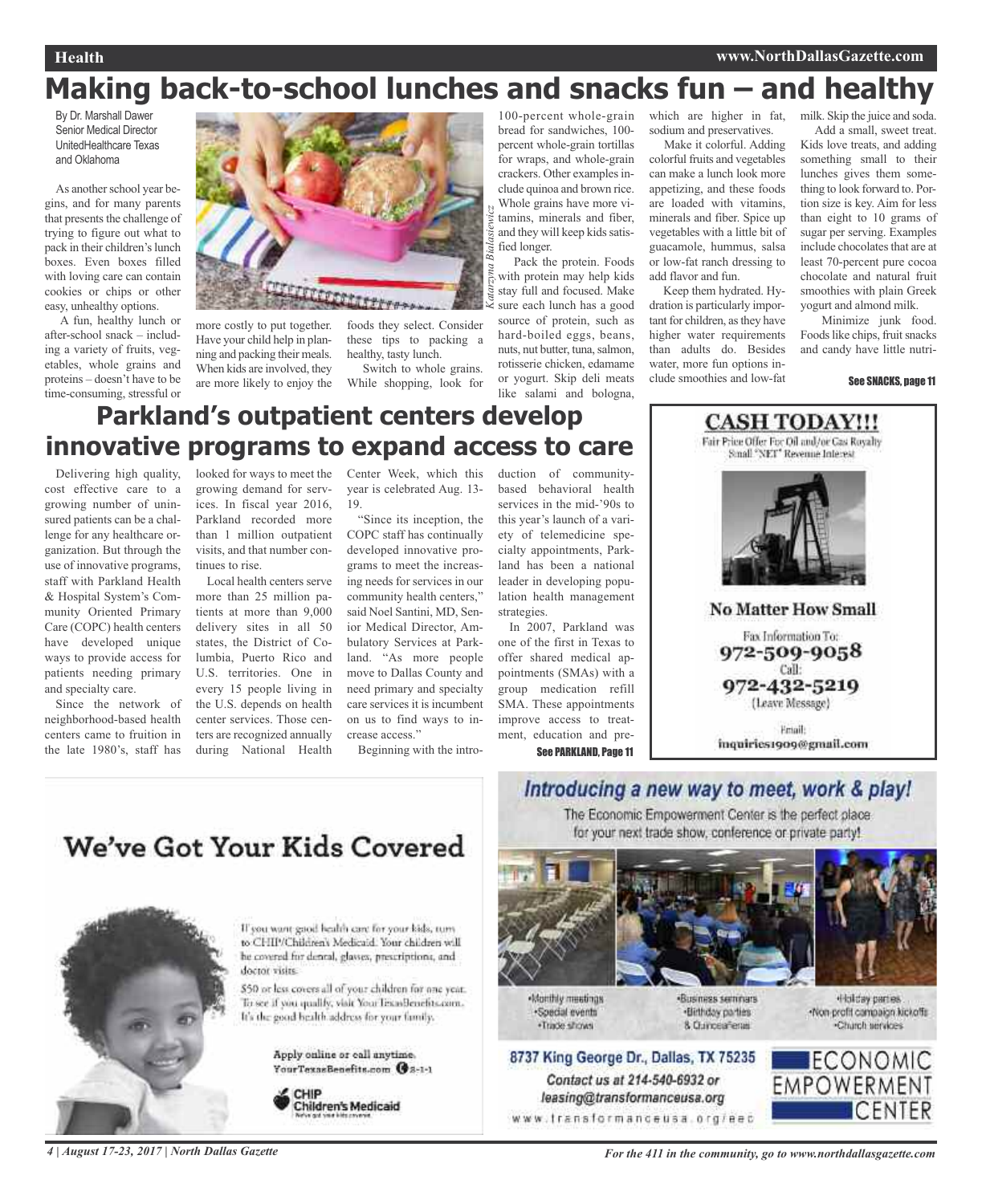# Making back-to-school lunches and snacks fun – and healthy

By Dr. Marshall Dawer
Senior Medical Director
UnitedHealthcare Texas and Oklahoma

As another school year begins, and for many parents that presents the challenge of trying to figure out what to pack in their children's lunch boxes. Even boxes filled with loving care can contain cookies or chips or other easy, unhealthy options.

A fun, healthy lunch or after-school snack – including a variety of fruits, vegetables, whole grains and proteins – doesn't have to be time-consuming, stressful or more costly to put together. Have your child help in planning and packing their meals. When kids are involved, they are more likely to enjoy the foods they select. Consider these tips to packing a healthy, tasty lunch.

Switch to whole grains. While shopping, look for 100-percent whole-grain bread for sandwiches, 100-percent whole-grain tortillas for wraps, and whole-grain crackers. Other examples include quinoa and brown rice. Whole grains have more vitamins, minerals and fiber, and they will keep kids satisfied longer.

Pack the protein. Foods with protein may help kids stay full and focused. Make sure each lunch has a good source of protein, such as hard-boiled eggs, beans, nuts, nut butter, tuna, salmon, rotisserie chicken, edamame or yogurt. Skip deli meats like salami and bologna, which are higher in fat, sodium and preservatives.

Make it colorful. Adding colorful fruits and vegetables can make a lunch look more appetizing, and these foods are loaded with vitamins, minerals and fiber. Spice up vegetables with a little bit of guacamole, hummus, salsa or low-fat ranch dressing to add flavor and fun.

Keep them hydrated. Hydration is particularly important for children, as they have higher water requirements than adults do. Besides water, more fun options include smoothies and low-fat milk. Skip the juice and soda.

Add a small, sweet treat. Kids love treats, and adding something small to their lunches gives them something to look forward to. Portion size is key. Aim for less than eight to 10 grams of sugar per serving. Examples include chocolates that are at least 70-percent pure cocoa chocolate and natural fruit smoothies with plain Greek yogurt and almond milk.

Minimize junk food. Foods like chips, fruit snacks and candy have little nutri-

See SNACKS, page 11

# Parkland's outpatient centers develop innovative programs to expand access to care

Delivering high quality, cost effective care to a growing number of uninsured patients can be a challenge for any healthcare organization. But through the use of innovative programs, staff with Parkland Health & Hospital System's Community Oriented Primary Care (COPC) health centers have developed unique ways to provide access for patients needing primary and specialty care.

Since the network of neighborhood-based health centers came to fruition in the late 1980's, staff has looked for ways to meet the growing demand for services. In fiscal year 2016, Parkland recorded more than 1 million outpatient visits, and that number continues to rise.

Local health centers serve more than 25 million patients at more than 9,000 delivery sites in all 50 states, the District of Columbia, Puerto Rico and U.S. territories. One in every 15 people living in the U.S. depends on health center services. Those centers are recognized annually during National Health Center Week, which this year is celebrated Aug. 13-19.

"Since its inception, the COPC staff has continually developed innovative programs to meet the increasing needs for services in our community health centers," said Noel Santini, MD, Senior Medical Director, Ambulatory Services at Parkland. "As more people move to Dallas County and need primary and specialty care services it is incumbent on us to find ways to increase access."

Beginning with the introduction of community-based behavioral health services in the mid-'90s to this year's launch of a variety of telemedicine specialty appointments, Parkland has been a national leader in developing population health management strategies.

In 2007, Parkland was one of the first in Texas to offer shared medical appointments (SMAs) with a group medication refill SMA. These appointments improve access to treatment, education and pre-

See PARKLAND, Page 11

**CASH TODAY!!!**

Fair Price Offer For Oil and/or Gas Royalty
Small "NET" Revenue Interest

**No Matter How Small**

Fax Information To:
**972-509-9058**
Call:
**972-432-5219**
(Leave Message)

Email:
inquiries1909@gmail.com

## We've Got Your Kids Covered

If you want good health care for your kids, turn to CHIP/Children's Medicaid. Your children will be covered for dental, glasses, prescriptions, and doctor visits.

$50 or less covers all of your children for one year. To see if you qualify, visit YourTexasBenefits.com. It's the good health address for your family.

Apply online or call anytime.
YourTexasBenefits.com 2-1-1

CHIP
Children's Medicaid

## Introducing a new way to meet, work & play!

The Economic Empowerment Center is the perfect place for your next trade show, conference or private party!

- Monthly meetings
- Special events
- Trade shows
- Business seminars
- Birthday parties
- & Quinceañeras
- Holiday parties
- Non-profit campaign kickoffs
- Church services

**8737 King George Dr., Dallas, TX 75235**

*Contact us at 214-540-6932 or leasing@transformanceusa.org*

www.transformanceusa.org/eec

ECONOMIC EMPOWERMENT CENTER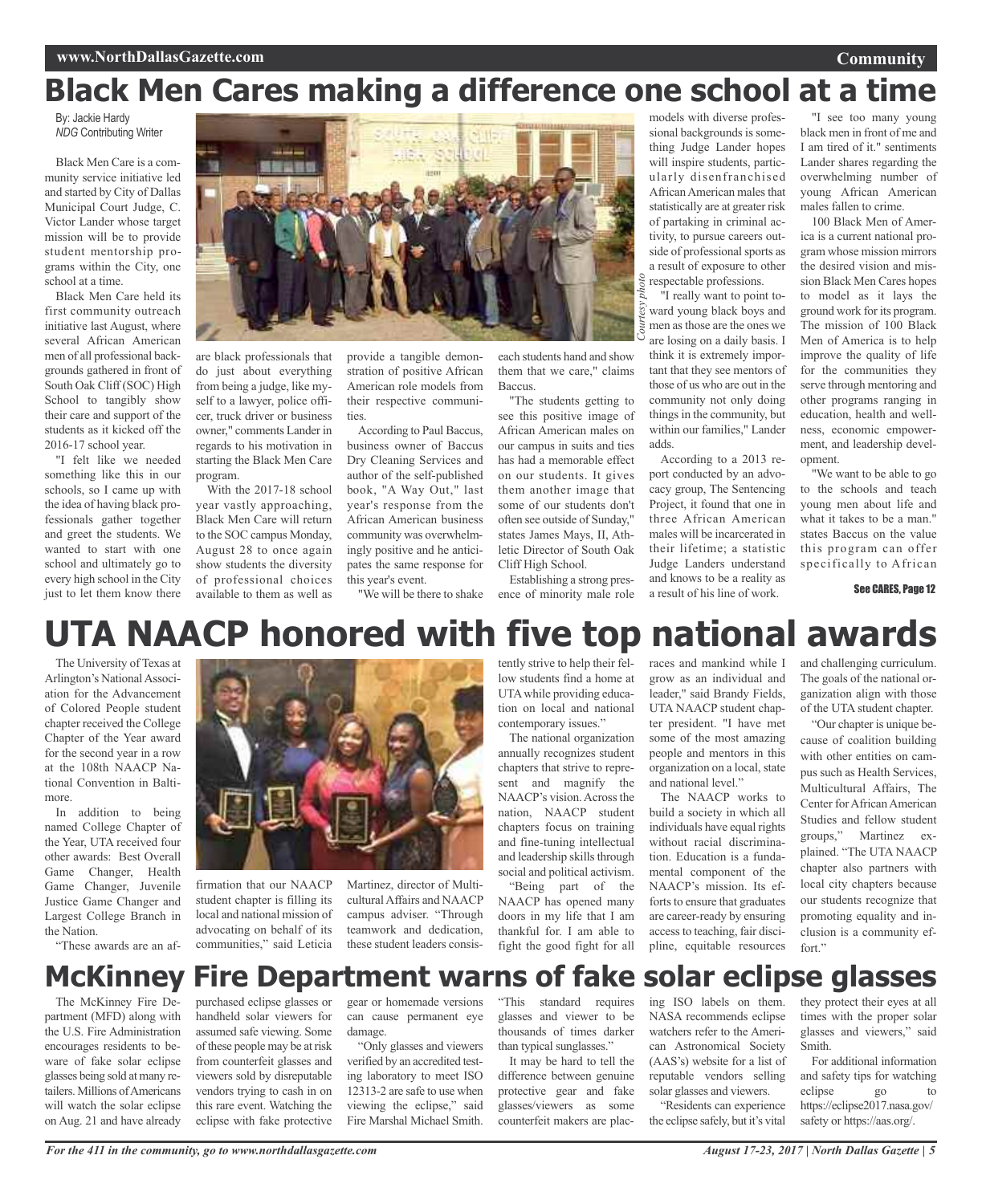# Black Men Cares making a difference one school at a time

By: Jackie Hardy
*NDG* Contributing Writer

Black Men Care is a community service initiative led and started by City of Dallas Municipal Court Judge, C. Victor Lander whose target mission will be to provide student mentorship programs within the City, one school at a time.

Black Men Care held its first community outreach initiative last August, where several African American men of all professional backgrounds gathered in front of South Oak Cliff (SOC) High School to tangibly show their care and support of the students as it kicked off the 2016-17 school year.

"I felt like we needed something like this in our schools, so I came up with the idea of having black professionals gather together and greet the students. We wanted to start with one school and ultimately go to every high school in the City just to let them know there are black professionals that do just about everything from being a judge, like myself to a lawyer, police officer, truck driver or business owner," comments Lander in regards to his motivation in starting the Black Men Care program.

With the 2017-18 school year vastly approaching, Black Men Care will return to the SOC campus Monday, August 28 to once again show students the diversity of professional choices available to them as well as provide a tangible demonstration of positive African American role models from their respective communities.

According to Paul Baccus, business owner of Baccus Dry Cleaning Services and author of the self-published book, "A Way Out," last year's response from the African American business community was overwhelmingly positive and he anticipates the same response for this year's event.

"We will be there to shake each students hand and show them that we care," claims Baccus.

"The students getting to see this positive image of African American males on our campus in suits and ties has had a memorable effect on our students. It gives them another image that some of our students don't often see outside of Sunday," states James Mays, II, Athletic Director of South Oak Cliff High School.

Establishing a strong presence of minority male role models with diverse professional backgrounds is something Judge Lander hopes will inspire students, particularly disenfranchised African American males that statistically are at greater risk of partaking in criminal activity, to pursue careers outside of professional sports as a result of exposure to other respectable professions.

*Courtesy photo*

"I really want to point toward young black boys and men as those are the ones we are losing on a daily basis. I think it is extremely important that they see mentors of those of us who are out in the community not only doing things in the community, but within our families," Lander adds.

According to a 2013 report conducted by an advocacy group, The Sentencing Project, it found that one in three African American males will be incarcerated in their lifetime; a statistic Judge Landers understand and knows to be a reality as a result of his line of work.

"I see too many young black men in front of me and I am tired of it." sentiments Lander shares regarding the overwhelming number of young African American males fallen to crime.

100 Black Men of America is a current national program whose mission mirrors the desired vision and mission Black Men Cares hopes to model as it lays the ground work for its program. The mission of 100 Black Men of America is to help improve the quality of life for the communities they serve through mentoring and other programs ranging in education, health and wellness, economic empowerment, and leadership development.

"We want to be able to go to the schools and teach young men about life and what it takes to be a man." states Baccus on the value this program can offer specifically to African

**See CARES, Page 12**

# UTA NAACP honored with five top national awards

The University of Texas at Arlington's National Association for the Advancement of Colored People student chapter received the College Chapter of the Year award for the second year in a row at the 108th NAACP National Convention in Baltimore.

In addition to being named College Chapter of the Year, UTA received four other awards: Best Overall Game Changer, Health Game Changer, Juvenile Justice Game Changer and Largest College Branch in the Nation.

"These awards are an affirmation that our NAACP student chapter is filling its local and national mission of advocating on behalf of its communities," said Leticia Martinez, director of Multicultural Affairs and NAACP campus adviser. "Through teamwork and dedication, these student leaders consistently strive to help their fellow students find a home at UTA while providing education on local and national contemporary issues."

The national organization annually recognizes student chapters that strive to represent and magnify the NAACP's vision. Across the nation, NAACP student chapters focus on training and fine-tuning intellectual and leadership skills through social and political activism.

"Being part of the NAACP has opened many doors in my life that I am thankful for. I am able to fight the good fight for all races and mankind while I grow as an individual and leader," said Brandy Fields, UTA NAACP student chapter president. "I have met some of the most amazing people and mentors in this organization on a local, state and national level."

The NAACP works to build a society in which all individuals have equal rights without racial discrimination. Education is a fundamental component of the NAACP's mission. Its efforts to ensure that graduates are career-ready by ensuring access to teaching, fair discipline, equitable resources and challenging curriculum. The goals of the national organization align with those of the UTA student chapter.

"Our chapter is unique because of coalition building with other entities on campus such as Health Services, Multicultural Affairs, The Center for African American Studies and fellow student groups," Martinez explained. "The UTA NAACP chapter also partners with local city chapters because our students recognize that promoting equality and inclusion is a community effort."

# McKinney Fire Department warns of fake solar eclipse glasses

The McKinney Fire Department (MFD) along with the U.S. Fire Administration encourages residents to beware of fake solar eclipse glasses being sold at many retailers. Millions of Americans will watch the solar eclipse on Aug. 21 and have already purchased eclipse glasses or handheld solar viewers for assumed safe viewing. Some of these people may be at risk from counterfeit glasses and viewers sold by disreputable vendors trying to cash in on this rare event. Watching the eclipse with fake protective gear or homemade versions can cause permanent eye damage.

"Only glasses and viewers verified by an accredited testing laboratory to meet ISO 12313-2 are safe to use when viewing the eclipse," said Fire Marshal Michael Smith. "This standard requires glasses and viewer to be thousands of times darker than typical sunglasses."

It may be hard to tell the difference between genuine protective gear and fake glasses/viewers as some counterfeit makers are placing ISO labels on them. NASA recommends eclipse watchers refer to the American Astronomical Society (AAS's) website for a list of reputable vendors selling solar glasses and viewers.

"Residents can experience the eclipse safely, but it's vital they protect their eyes at all times with the proper solar glasses and viewers," said Smith.

For additional information and safety tips for watching eclipse go to https://eclipse2017.nasa.gov/safety or https://aas.org/.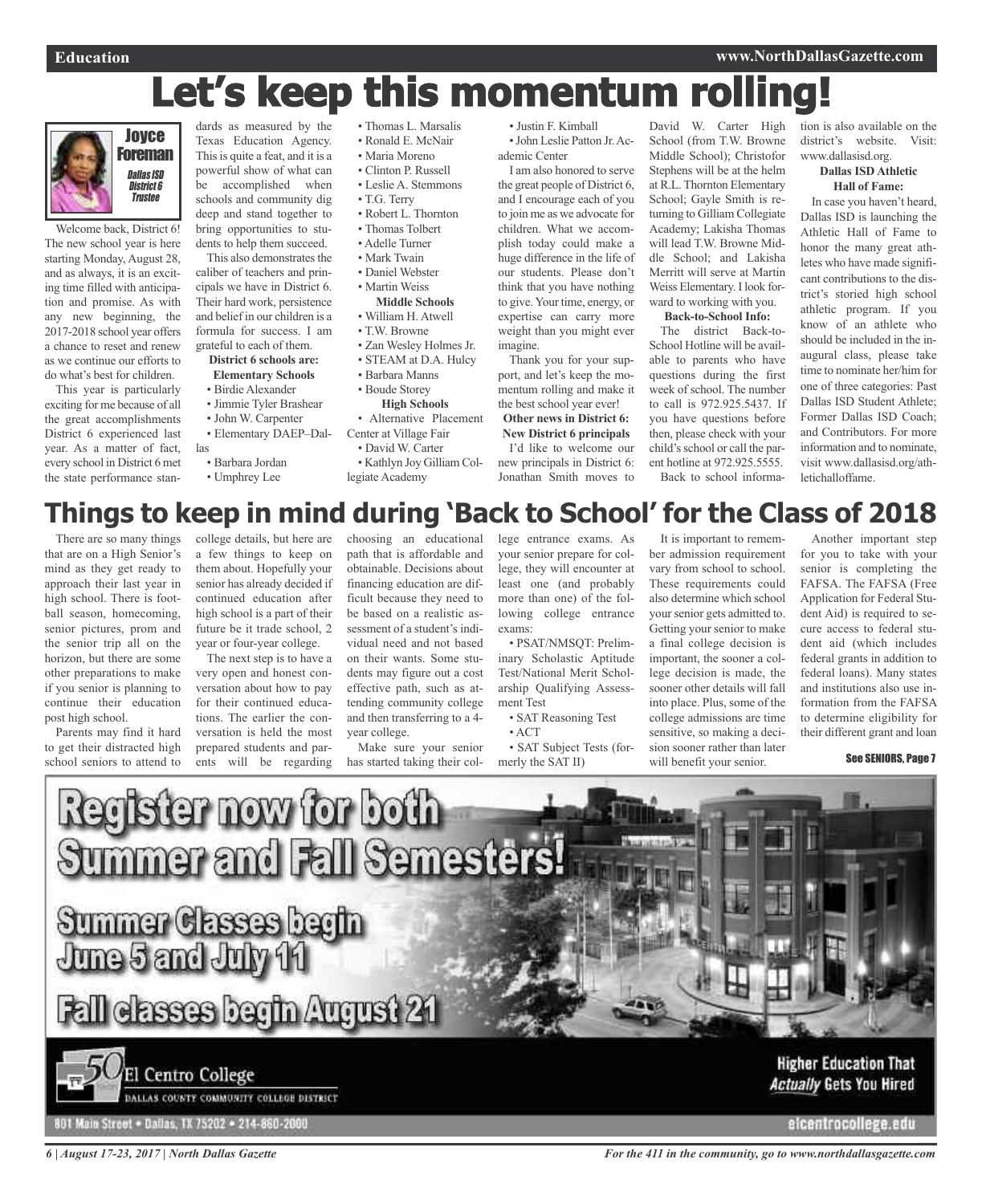# Let's keep this momentum rolling!

**Joyce Foreman**
*Dallas ISD District 6 Trustee*

Welcome back, District 6! The new school year is here starting Monday, August 28, and as always, it is an exciting time filled with anticipation and promise. As with any new beginning, the 2017-2018 school year offers a chance to reset and renew as we continue our efforts to do what's best for children.

This year is particularly exciting for me because of all the great accomplishments District 6 experienced last year. As a matter of fact, every school in District 6 met the state performance standards as measured by the Texas Education Agency. This is quite a feat, and it is a powerful show of what can be accomplished when schools and community dig deep and stand together to bring opportunities to students to help them succeed.

This also demonstrates the caliber of teachers and principals we have in District 6. Their hard work, persistence and belief in our children is a formula for success. I am grateful to each of them.

**District 6 schools are:**

**Elementary Schools**

- Birdie Alexander
- Jimmie Tyler Brashear
- John W. Carpenter
- Elementary DAEP–Dallas
- Barbara Jordan
- Umphrey Lee
- Thomas L. Marsalis
- Ronald E. McNair
- Maria Moreno
- Clinton P. Russell
- Leslie A. Stemmons
- T.G. Terry
- Robert L. Thornton
- Thomas Tolbert
- Adelle Turner
- Mark Twain
- Daniel Webster
- Martin Weiss

**Middle Schools**

- William H. Atwell
- T.W. Browne
- Zan Wesley Holmes Jr.
- STEAM at D.A. Hulcy
- Barbara Manns
- Boude Storey

**High Schools**

- Alternative Placement Center at Village Fair
- David W. Carter
- Kathlyn Joy Gilliam Collegiate Academy
- Justin F. Kimball
- John Leslie Patton Jr. Academic Center

I am also honored to serve the great people of District 6, and I encourage each of you to join me as we advocate for children. What we accomplish today could make a huge difference in the life of our students. Please don't think that you have nothing to give. Your time, energy, or expertise can carry more weight than you might ever imagine.

Thank you for your support, and let's keep the momentum rolling and make it the best school year ever!

**Other news in District 6:**

**New District 6 principals**

I'd like to welcome our new principals in District 6: Jonathan Smith moves to David W. Carter High School (from T.W. Browne Middle School); Christofor Stephens will be at the helm at R.L. Thornton Elementary School; Gayle Smith is returning to Gilliam Collegiate Academy; Lakisha Thomas will lead T.W. Browne Middle School; and Lakisha Merritt will serve at Martin Weiss Elementary. I look forward to working with you.

**Back-to-School Info:**

The district Back-to-School Hotline will be available to parents who have questions during the first week of school. The number to call is 972.925.5437. If you have questions before then, please check with your child's school or call the parent hotline at 972.925.5555.

Back to school information is also available on the district's website. Visit: www.dallasisd.org.

**Dallas ISD Athletic Hall of Fame:**

In case you haven't heard, Dallas ISD is launching the Athletic Hall of Fame to honor the many great athletes who have made significant contributions to the district's storied high school athletic program. If you know of an athlete who should be included in the inaugural class, please take time to nominate her/him for one of three categories: Past Dallas ISD Student Athlete; Former Dallas ISD Coach; and Contributors. For more information and to nominate, visit www.dallasisd.org/athletichalloffame.

# Things to keep in mind during 'Back to School' for the Class of 2018

There are so many things that are on a High Senior's mind as they get ready to approach their last year in high school. There is football season, homecoming, senior pictures, prom and the senior trip all on the horizon, but there are some other preparations to make if you senior is planning to continue their education post high school.

Parents may find it hard to get their distracted high school seniors to attend to college details, but here are a few things to keep on them about. Hopefully your senior has already decided if continued education after high school is a part of their future be it trade school, 2 year or four-year college.

The next step is to have a very open and honest conversation about how to pay for their continued educations. The earlier the conversation is held the most prepared students and parents will be regarding choosing an educational path that is affordable and obtainable. Decisions about financing education are difficult because they need to be based on a realistic assessment of a student's individual need and not based on their wants. Some students may figure out a cost effective path, such as attending community college and then transferring to a 4-year college.

Make sure your senior has started taking their college entrance exams. As your senior prepare for college, they will encounter at least one (and probably more than one) of the following college entrance exams:

- PSAT/NMSQT: Preliminary Scholastic Aptitude Test/National Merit Scholarship Qualifying Assessment Test
- SAT Reasoning Test
- ACT
- SAT Subject Tests (formerly the SAT II)

It is important to remember admission requirement vary from school to school. These requirements could also determine which school your senior gets admitted to. Getting your senior to make a final college decision is important, the sooner a college decision is made, the sooner other details will fall into place. Plus, some of the college admissions are time sensitive, so making a decision sooner rather than later will benefit your senior.

Another important step for you to take with your senior is completing the FAFSA. The FAFSA (Free Application for Federal Student Aid) is required to secure access to federal student aid (which includes federal grants in addition to federal loans). Many states and institutions also use information from the FAFSA to determine eligibility for their different grant and loan

See SENIORS, Page 7

**Register now for both Summer and Fall Semesters!**

**Summer Classes begin June 5 and July 11**

**Fall classes begin August 21**

El Centro College
DALLAS COUNTY COMMUNITY COLLEGE DISTRICT

801 Main Street • Dallas, TX 75202 • 214-860-2000

**Higher Education That *Actually* Gets You Hired**

elcentrocollege.edu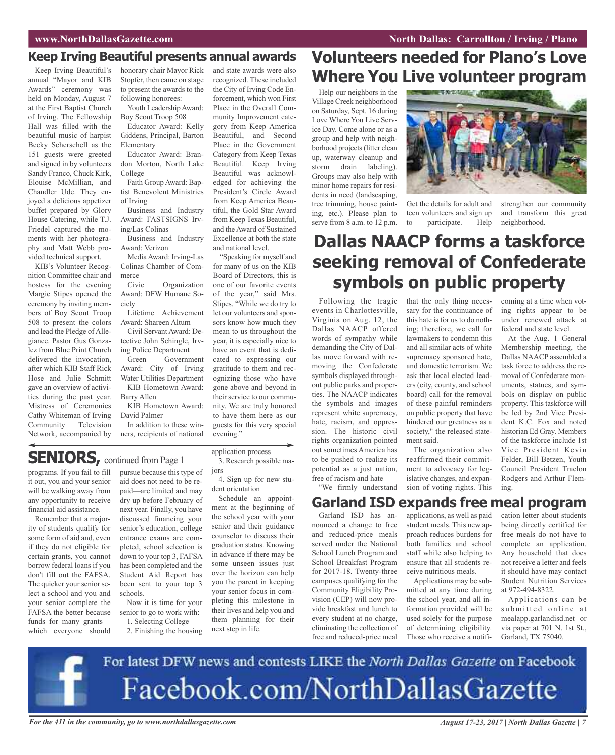## Keep Irving Beautiful presents annual awards

Keep Irving Beautiful's annual "Mayor and KIB Awards" ceremony was held on Monday, August 7 at the First Baptist Church of Irving. The Fellowship Hall was filled with the beautiful music of harpist Becky Scherschell as the 151 guests were greeted and signed in by volunteers Sandy Franco, Chuck Kirk, Elouise McMillian, and Chandler Ude. They enjoyed a delicious appetizer buffet prepared by Glory House Catering, while T.J. Friedel captured the moments with her photography and Matt Webb provided technical support.

KIB's Volunteer Recognition Committee chair and hostess for the evening Margie Stipes opened the ceremony by inviting members of Boy Scout Troop 508 to present the colors and lead the Pledge of Allegiance. Pastor Gus Gonzalez from Blue Print Church delivered the invocation, after which KIB Staff Rick Hose and Julie Schmitt gave an overview of activities during the past year. Mistress of Ceremonies Cathy Whiteman of Irving Community Television Network, accompanied by honorary chair Mayor Rick Stopfer, then came on stage to present the awards to the following honorees:

Youth Leadership Award: Boy Scout Troop 508

Educator Award: Kelly Giddens, Principal, Barton Elementary

Educator Award: Brandon Morton, North Lake College

Faith Group Award: Baptist Benevolent Ministries of Irving

Business and Industry Award: FASTSIGNS Irving/Las Colinas

Business and Industry Award: Verizon

Media Award: Irving-Las Colinas Chamber of Commerce

Civic Organization Award: DFW Humane Society

Lifetime Achievement Award: Shareen Altum

Civil Servant Award: Detective John Schingle, Irving Police Department

Green Government Award: City of Irving Water Utilities Department

KIB Hometown Award: Barry Allen

KIB Hometown Award: David Palmer

In addition to these winners, recipients of national and state awards were also recognized. These included the City of Irving Code Enforcement, which won First Place in the Overall Community Improvement category from Keep America Beautiful, and Second Place in the Government Category from Keep Texas Beautiful. Keep Irving Beautiful was acknowledged for achieving the President's Circle Award from Keep America Beautiful, the Gold Star Award from Keep Texas Beautiful, and the Award of Sustained Excellence at both the state and national level.

"Speaking for myself and for many of us on the KIB Board of Directors, this is one of our favorite events of the year," said Mrs. Stipes. "While we do try to let our volunteers and sponsors know how much they mean to us throughout the year, it is especially nice to have an event that is dedicated to expressing our gratitude to them and recognizing those who have gone above and beyond in their service to our community. We are truly honored to have them here as our guests for this very special evening."

## SENIORS, continued from Page 1

programs. If you fail to fill it out, you and your senior will be walking away from any opportunity to receive financial aid assistance.

Remember that a majority of students qualify for some form of aid and, even if they do not eligible for certain grants, you cannot borrow federal loans if you don't fill out the FAFSA. The quicker your senior select a school and you and your senior complete the FAFSA the better because funds for many grants—which everyone should pursue because this type of aid does not need to be repaid—are limited and may dry up before February of next year. Finally, you have discussed financing your senior's education, college entrance exams are completed, school selection is down to your top 3, FAFSA has been completed and the Student Aid Report has been sent to your top 3 schools.

Now it is time for your senior to go to work with:

1. Selecting College
2. Finishing the housing application process
3. Research possible majors
4. Sign up for new student orientation

Schedule an appointment at the beginning of the school year with your senior and their guidance counselor to discuss their graduation status. Knowing in advance if there may be some unseen issues just over the horizon can help you the parent in keeping your senior focus in completing this milestone in their lives and help you and them planning for their next step in life.

## Volunteers needed for Plano's Love Where You Live volunteer program

Help our neighbors in the Village Creek neighborhood on Saturday, Sept. 16 during Love Where You Live Service Day. Come alone or as a group and help with neighborhood projects (litter clean up, waterway cleanup and storm drain labeling). Groups may also help with minor home repairs for residents in need (landscaping, tree trimming, house painting, etc.). Please plan to serve from 8 a.m. to 12 p.m. Get the details for adult and teen volunteers and sign up to participate. Help strengthen our community and transform this great neighborhood.

## Dallas NAACP forms a taskforce seeking removal of Confederate symbols on public property

Following the tragic events in Charlottesville, Virginia on Aug. 12, the Dallas NAACP offered words of sympathy while demanding the City of Dallas move forward with removing the Confederate symbols displayed throughout public parks and properties. The NAACP indicates the symbols and images represent white supremacy, hate, racism, and oppression. The historic civil rights organization pointed out sometimes America has to be pushed to realize its potential as a just nation, free of racism and hate

"We firmly understand that the only thing necessary for the continuance of this hate is for us to do nothing; therefore, we call for lawmakers to condemn this and all similar acts of white supremacy sponsored hate, and domestic terrorism. We ask that local elected leaders (city, county, and school board) call for the removal of these painful reminders on public property that have hindered our greatness as a society," the released statement said.

The organization also reaffirmed their commitment to advocacy for legislative changes, and expansion of voting rights. This coming at a time when voting rights appear to be under renewed attack at federal and state level.

At the Aug. 1 General Membership meeting, the Dallas NAACP assembled a task force to address the removal of Confederate monuments, statues, and symbols on display on public property. This taskforce will be led by 2nd Vice President K.C. Fox and noted historian Ed Gray. Members of the taskforce include 1st Vice President Kevin Felder, Bill Betzen, Youth Council President Traelon Rodgers and Arthur Fleming.

## Garland ISD expands free meal program

Garland ISD has announced a change to free and reduced-price meals served under the National School Lunch Program and School Breakfast Program for 2017-18. Twenty-three campuses qualifying for the Community Eligibility Provision (CEP) will now provide breakfast and lunch to every student at no charge, eliminating the collection of free and reduced-price meal applications, as well as paid student meals. This new approach reduces burdens for both families and school staff while also helping to ensure that all students receive nutritious meals.

Applications may be submitted at any time during the school year, and all information provided will be used solely for the purpose of determining eligibility. Those who receive a notification letter about students being directly certified for free meals do not have to complete an application. Any household that does not receive a letter and feels it should have may contact Student Nutrition Services at 972-494-8322.

Applications can be submitted online at mealapp.garlandisd.net or via paper at 701 N. 1st St., Garland, TX 75040.

For latest DFW news and contests LIKE the *North Dallas Gazette* on Facebook
Facebook.com/NorthDallasGazette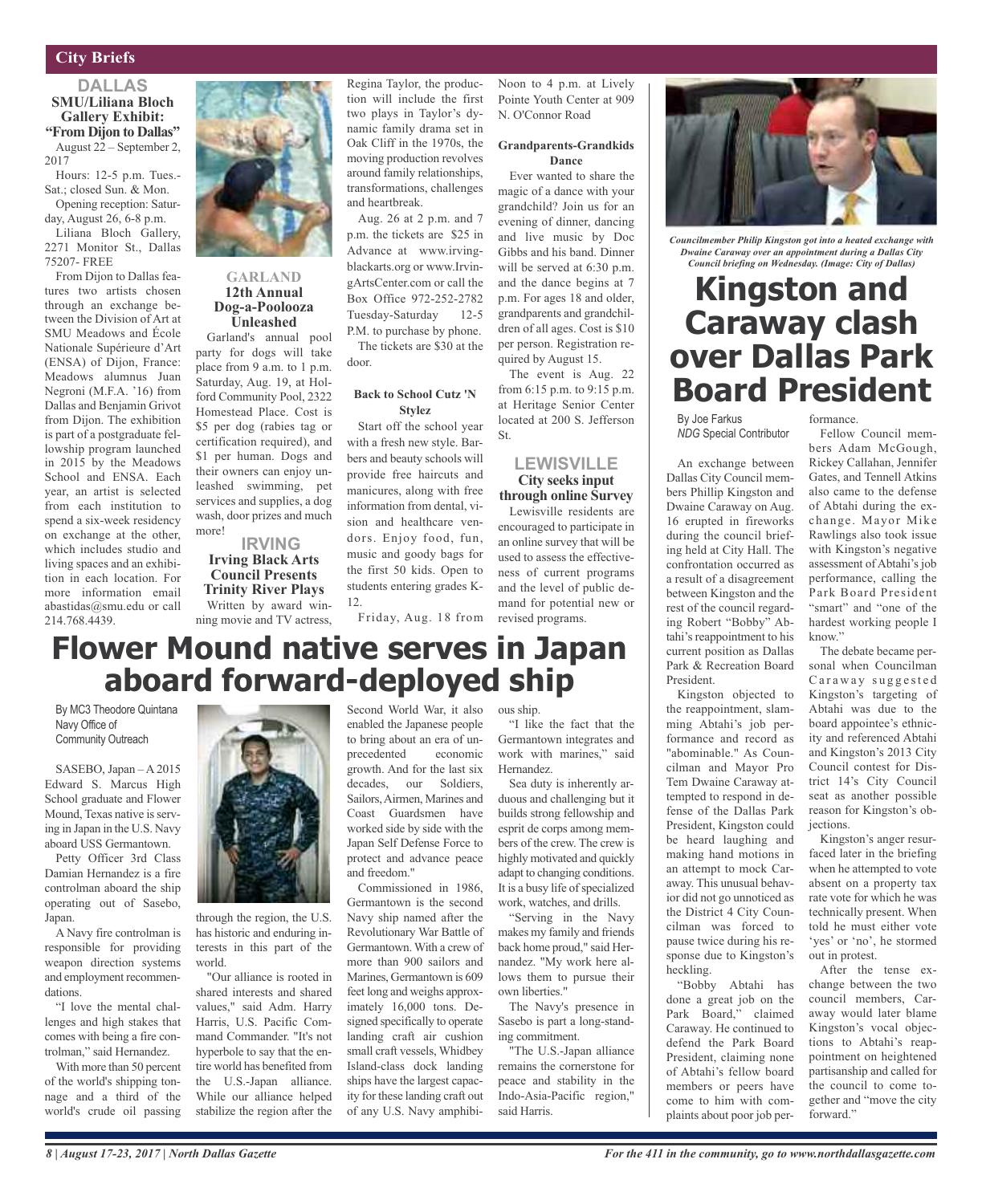## City Briefs

### DALLAS

**SMU/Liliana Bloch Gallery Exhibit: "From Dijon to Dallas"**

August 22 – September 2, 2017

Hours: 12-5 p.m. Tues.-Sat.; closed Sun. & Mon.

Opening reception: Saturday, August 26, 6-8 p.m.

Liliana Bloch Gallery, 2271 Monitor St., Dallas 75207- FREE

From Dijon to Dallas features two artists chosen through an exchange between the Division of Art at SMU Meadows and École Nationale Supérieure d'Art (ENSA) of Dijon, France: Meadows alumnus Juan Negroni (M.F.A. '16) from Dallas and Benjamin Grivot from Dijon. The exhibition is part of a postgraduate fellowship program launched in 2015 by the Meadows School and ENSA. Each year, an artist is selected from each institution to spend a six-week residency on exchange at the other, which includes studio and living spaces and an exhibition in each location. For more information email abastidas@smu.edu or call 214.768.4439.

### GARLAND

**12th Annual Dog-a-Poolooza Unleashed**

Garland's annual pool party for dogs will take place from 9 a.m. to 1 p.m. Saturday, Aug. 19, at Holford Community Pool, 2322 Homestead Place. Cost is $5 per dog (rabies tag or certification required), and $1 per human. Dogs and their owners can enjoy unleashed swimming, pet services and supplies, a dog wash, door prizes and much more!

### IRVING

**Irving Black Arts Council Presents Trinity River Plays**

Written by award winning movie and TV actress, Regina Taylor, the production will include the first two plays in Taylor's dynamic family drama set in Oak Cliff in the 1970s, the moving production revolves around family relationships, transformations, challenges and heartbreak.

Aug. 26 at 2 p.m. and 7 p.m. the tickets are $25 in Advance at www.irvingblackarts.org or www.IrvingArtsCenter.com or call the Box Office 972-252-2782 Tuesday-Saturday 12-5 P.M. to purchase by phone.

The tickets are $30 at the door.

**Back to School Cutz 'N Stylez**

Start off the school year with a fresh new style. Barbers and beauty schools will provide free haircuts and manicures, along with free information from dental, vision and healthcare vendors. Enjoy food, fun, music and goody bags for the first 50 kids. Open to students entering grades K-12.

Friday, Aug. 18 from Noon to 4 p.m. at Lively Pointe Youth Center at 909 N. O'Connor Road

**Grandparents-Grandkids Dance**

Ever wanted to share the magic of a dance with your grandchild? Join us for an evening of dinner, dancing and live music by Doc Gibbs and his band. Dinner will be served at 6:30 p.m. and the dance begins at 7 p.m. For ages 18 and older, grandparents and grandchildren of all ages. Cost is $10 per person. Registration required by August 15.

The event is Aug. 22 from 6:15 p.m. to 9:15 p.m. at Heritage Senior Center located at 200 S. Jefferson St.

### LEWISVILLE

**City seeks input through online Survey**

Lewisville residents are encouraged to participate in an online survey that will be used to assess the effectiveness of current programs and the level of public demand for potential new or revised programs.

*Councilmember Philip Kingston got into a heated exchange with Dwaine Caraway over an appointment during a Dallas City Council briefing on Wednesday. (Image: City of Dallas)*

# Kingston and Caraway clash over Dallas Park Board President

By Joe Farkus
*NDG* Special Contributor

An exchange between Dallas City Council members Phillip Kingston and Dwaine Caraway on Aug. 16 erupted in fireworks during the council briefing held at City Hall. The confrontation occurred as a result of a disagreement between Kingston and the rest of the council regarding Robert "Bobby" Abtahi's reappointment to his current position as Dallas Park & Recreation Board President.

Kingston objected to the reappointment, slamming Abtahi's job performance and record as "abominable." As Councilman and Mayor Pro Tem Dwaine Caraway attempted to respond in defense of the Dallas Park President, Kingston could be heard laughing and making hand motions in an attempt to mock Caraway. This unusual behavior did not go unnoticed as the District 4 City Councilman was forced to pause twice during his response due to Kingston's heckling.

"Bobby Abtahi has done a great job on the Park Board," claimed Caraway. He continued to defend the Park Board President, claiming none of Abtahi's fellow board members or peers have come to him with complaints about poor job performance.

Fellow Council members Adam McGough, Rickey Callahan, Jennifer Gates, and Tennell Atkins also came to the defense of Abtahi during the exchange. Mayor Mike Rawlings also took issue with Kingston's negative assessment of Abtahi's job performance, calling the Park Board President "smart" and "one of the hardest working people I know."

The debate became personal when Councilman Caraway suggested Kingston's targeting of Abtahi was due to the board appointee's ethnicity and referenced Abtahi and Kingston's 2013 City Council contest for District 14's City Council seat as another possible reason for Kingston's objections.

Kingston's anger resurfaced later in the briefing when he attempted to vote absent on a property tax rate vote for which he was technically present. When told he must either vote 'yes' or 'no', he stormed out in protest.

After the tense exchange between the two council members, Caraway would later blame Kingston's vocal objections to Abtahi's reappointment on heightened partisanship and called for the council to come together and "move the city forward."

# Flower Mound native serves in Japan aboard forward-deployed ship

By MC3 Theodore Quintana
Navy Office of Community Outreach

SASEBO, Japan – A 2015 Edward S. Marcus High School graduate and Flower Mound, Texas native is serving in Japan in the U.S. Navy aboard USS Germantown.

Petty Officer 3rd Class Damian Hernandez is a fire controlman aboard the ship operating out of Sasebo, Japan.

A Navy fire controlman is responsible for providing weapon direction systems and employment recommendations.

"I love the mental challenges and high stakes that comes with being a fire controlman," said Hernandez.

With more than 50 percent of the world's shipping tonnage and a third of the world's crude oil passing through the region, the U.S. has historic and enduring interests in this part of the world.

"Our alliance is rooted in shared interests and shared values," said Adm. Harry Harris, U.S. Pacific Command Commander. "It's not hyperbole to say that the entire world has benefited from the U.S.-Japan alliance. While our alliance helped stabilize the region after the Second World War, it also enabled the Japanese people to bring about an era of unprecedented economic growth. And for the last six decades, our Soldiers, Sailors, Airmen, Marines and Coast Guardsmen have worked side by side with the Japan Self Defense Force to protect and advance peace and freedom."

Commissioned in 1986, Germantown is the second Navy ship named after the Revolutionary War Battle of Germantown. With a crew of more than 900 sailors and Marines, Germantown is 609 feet long and weighs approximately 16,000 tons. Designed specifically to operate landing craft air cushion small craft vessels, Whidbey Island-class dock landing ships have the largest capacity for these landing craft out of any U.S. Navy amphibious ship.

"I like the fact that the Germantown integrates and work with marines," said Hernandez.

Sea duty is inherently arduous and challenging but it builds strong fellowship and esprit de corps among members of the crew. The crew is highly motivated and quickly adapt to changing conditions. It is a busy life of specialized work, watches, and drills.

"Serving in the Navy makes my family and friends back home proud," said Hernandez. "My work here allows them to pursue their own liberties."

The Navy's presence in Sasebo is part a long-standing commitment.

"The U.S.-Japan alliance remains the cornerstone for peace and stability in the Indo-Asia-Pacific region," said Harris.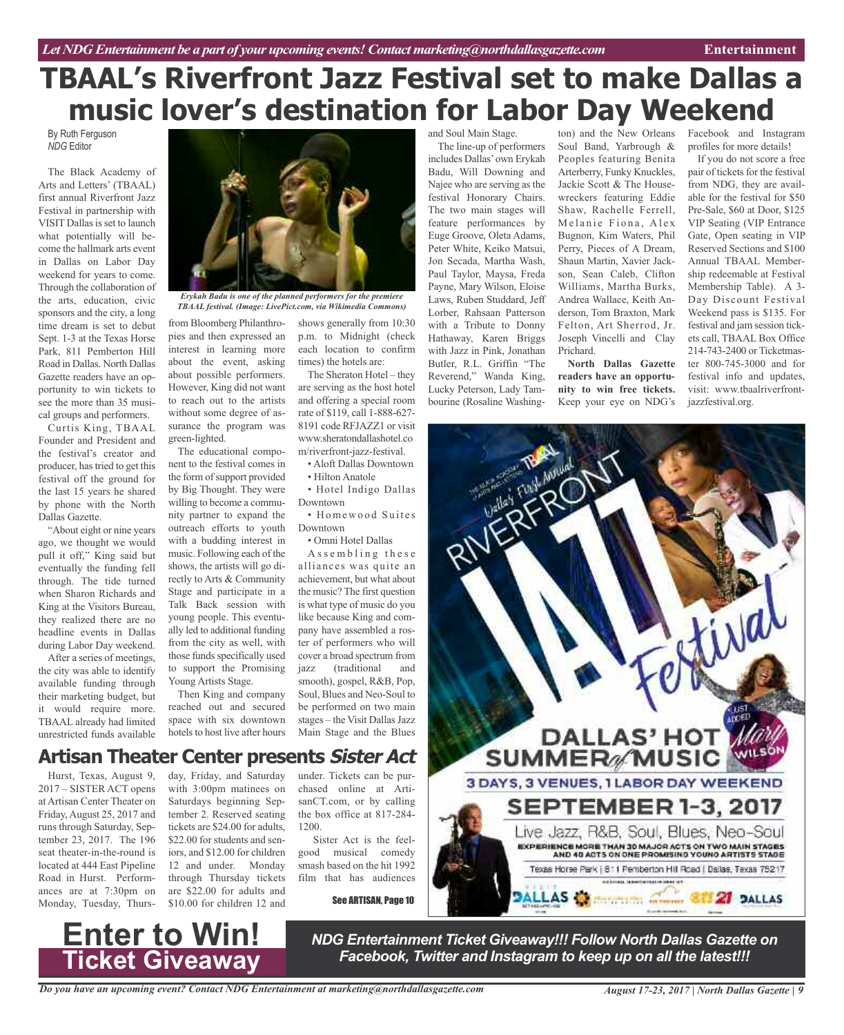# TBAAL's Riverfront Jazz Festival set to make Dallas a music lover's destination for Labor Day Weekend

By Ruth Ferguson
*NDG* Editor

The Black Academy of Arts and Letters' (TBAAL) first annual Riverfront Jazz Festival in partnership with VISIT Dallas is set to launch what potentially will become the hallmark arts event in Dallas on Labor Day weekend for years to come. Through the collaboration of the arts, education, civic sponsors and the city, a long time dream is set to debut Sept. 1-3 at the Texas Horse Park, 811 Pemberton Hill Road in Dallas. North Dallas Gazette readers have an opportunity to win tickets to see the more than 35 musical groups and performers.

Curtis King, TBAAL Founder and President and the festival's creator and producer, has tried to get this festival off the ground for the last 15 years he shared by phone with the North Dallas Gazette.

"About eight or nine years ago, we thought we would pull it off," King said but eventually the funding fell through. The tide turned when Sharon Richards and King at the Visitors Bureau, they realized there are no headline events in Dallas during Labor Day weekend.

After a series of meetings, the city was able to identify available funding through their marketing budget, but it would require more. TBAAL already had limited unrestricted funds available from Bloomberg Philanthropies and then expressed an interest in learning more about the event, asking about possible performers. However, King did not want to reach out to the artists without some degree of assurance the program was green-lighted.

*Erykah Badu is one of the planned performers for the premiere TBAAL festival. (Image: LivePict.com, via Wikimedia Commons)*

The educational component to the festival comes in the form of support provided by Big Thought. They were willing to become a community partner to expand the outreach efforts to youth with a budding interest in music. Following each of the shows, the artists will go directly to Arts & Community Stage and participate in a Talk Back session with young people. This eventually led to additional funding from the city as well, with those funds specifically used to support the Promising Young Artists Stage.

Then King and company reached out and secured space with six downtown hotels to host live after hours shows generally from 10:30 p.m. to Midnight (check each location to confirm times) the hotels are:

The Sheraton Hotel – they are serving as the host hotel and offering a special room rate of $119, call 1-888-627-8191 code RFJAZZ1 or visit www.sheratondallashotel.com/riverfront-jazz-festival.

- Aloft Dallas Downtown
- Hilton Anatole
- Hotel Indigo Dallas Downtown
- Homewood Suites Downtown
- Omni Hotel Dallas

Assembling these alliances was quite an achievement, but what about the music? The first question is what type of music do you like because King and company have assembled a roster of performers who will cover a broad spectrum from jazz (traditional and smooth), gospel, R&B, Pop, Soul, Blues and Neo-Soul to be performed on two main stages – the Visit Dallas Jazz Main Stage and the Blues and Soul Main Stage.

The line-up of performers includes Dallas' own Erykah Badu, Will Downing and Najee who are serving as the festival Honorary Chairs. The two main stages will feature performances by Euge Groove, Oleta Adams, Peter White, Keiko Matsui, Jon Secada, Martha Wash, Paul Taylor, Maysa, Freda Payne, Mary Wilson, Eloise Laws, Ruben Studdard, Jeff Lorber, Rahsaan Patterson with a Tribute to Donny Hathaway, Karen Briggs with Jazz in Pink, Jonathan Butler, R.L. Griffin "The Reverend," Wanda King, Lucky Peterson, Lady Tambourine (Rosaline Washington) and the New Orleans Soul Band, Yarbrough & Peoples featuring Benita Arterberry, Funky Knuckles, Jackie Scott & The Housewreckers featuring Eddie Shaw, Rachelle Ferrell, Melanie Fiona, Alex Bugnon, Kim Waters, Phil Perry, Pieces of A Dream, Shaun Martin, Xavier Jackson, Sean Caleb, Clifton Williams, Martha Burks, Andrea Wallace, Keith Anderson, Tom Braxton, Mark Felton, Art Sherrod, Jr. Joseph Vincelli and Clay Prichard.

**North Dallas Gazette readers have an opportunity to win free tickets.** Keep your eye on NDG's Facebook and Instagram profiles for more details!

If you do not score a free pair of tickets for the festival from NDG, they are available for the festival for $50 Pre-Sale, $60 at Door, $125 VIP Seating (VIP Entrance Gate, Open seating in VIP Reserved Sections and $100 Annual TBAAL Membership redeemable at Festival Membership Table). A 3-Day Discount Festival Weekend pass is $135. For festival and jam session tickets call, TBAAL Box Office 214-743-2400 or Ticketmaster 800-745-3000 and for festival info and updates, visit: www.tbaalriverfrontjazzfestival.org.

## Artisan Theater Center presents *Sister Act*

Hurst, Texas, August 9, 2017 – SISTER ACT opens at Artisan Center Theater on Friday, August 25, 2017 and runs through Saturday, September 23, 2017. The 196 seat theater-in-the-round is located at 444 East Pipeline Road in Hurst. Performances are at 7:30pm on Monday, Tuesday, Thursday, Friday, and Saturday with 3:00pm matinees on Saturdays beginning September 2. Reserved seating tickets are $24.00 for adults, $22.00 for students and seniors, and $12.00 for children 12 and under. Monday through Thursday tickets are $22.00 for adults and $10.00 for children 12 and under. Tickets can be purchased online at ArtisanCT.com, or by calling the box office at 817-284-1200.

Sister Act is the feel-good musical comedy smash based on the hit 1992 film that has audiences

See ARTISAN, Page 10

**Enter to Win!**
**Ticket Giveaway**

***NDG Entertainment Ticket Giveaway!!! Follow North Dallas Gazette on Facebook, Twitter and Instagram to keep up on all the latest!!!***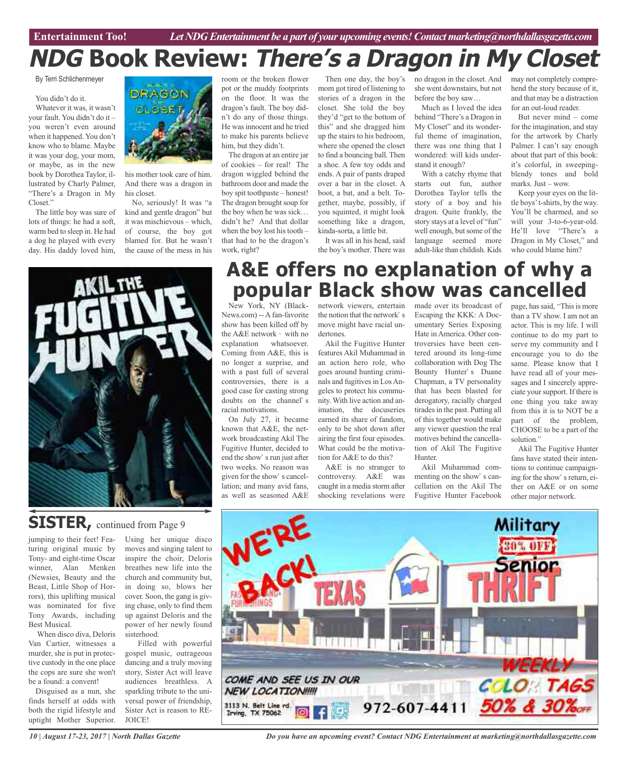# NDG Book Review: *There's a Dragon in My Closet*

By Terri Schlichenmeyer

You didn't do it.

Whatever it was, it wasn't your fault. You didn't do it – you weren't even around when it happened. You don't know who to blame. Maybe it was your dog, your mom, or maybe, as in the new book by Dorothea Taylor, illustrated by Charly Palmer, "There's a Dragon in My Closet."

The little boy was sure of lots of things: he had a soft, warm bed to sleep in. He had a dog he played with every day. His daddy loved him, his mother took care of him. And there was a dragon in his closet.

No, seriously! It was "a kind and gentle dragon" but it was mischievous – which, of course, the boy got blamed for. But he wasn't the cause of the mess in his room or the broken flower pot or the muddy footprints on the floor. It was the dragon's fault. The boy didn't do any of those things. He was innocent and he tried to make his parents believe him, but they didn't.

The dragon at an entire jar of cookies – for real! The dragon wiggled behind the bathroom door and made the boy spit toothpaste – honest! The dragon brought soup for the boy when he was sick… didn't he? And that dollar when the boy lost his tooth – that had to be the dragon's work, right?

Then one day, the boy's mom got tired of listening to stories of a dragon in the closet. She told the boy they'd "get to the bottom of this" and she dragged him up the stairs to his bedroom, where she opened the closet to find a bouncing ball. Then a shoe. A few toy odds and ends. A pair of pants draped over a bar in the closet. A boot, a bat, and a belt. Together, maybe, possibly, if you squinted, it might look something like a dragon, kinda-sorta, a little bit.

It was all in his head, said the boy's mother. There was no dragon in the closet. And she went downstairs, but not before the boy saw…

Much as I loved the idea behind "There's a Dragon in My Closet" and its wonderful theme of imagination, there was one thing that I wondered: will kids understand it enough?

With a catchy rhyme that starts out fun, author Dorothea Taylor tells the story of a boy and his dragon. Quite frankly, the story stays at a level of "fun" well enough, but some of the language seemed more adult-like than childish. Kids may not completely comprehend the story because of it, and that may be a distraction for an out-loud reader.

But never mind – come for the imagination, and stay for the artwork by Charly Palmer. I can't say enough about that part of this book: it's colorful, in sweeping-blendy tones and bold marks. Just – wow.

Keep your eyes on the little boys' t-shirts, by the way. You'll be charmed, and so will your 3-to-6-year-old. He'll love "There's a Dragon in My Closet," and who could blame him?

# A&E offers no explanation of why a popular Black show was cancelled

New York, NY (BlackNews.com) -- A fan-favorite show has been killed off by the A&E network - with no explanation whatsoever. Coming from A&E, this is no longer a surprise, and with a past full of several controversies, there is a good case for casting strong doubts on the channel's racial motivations.

On July 27, it became known that A&E, the network broadcasting Akil The Fugitive Hunter, decided to end the show's run just after two weeks. No reason was given for the show's cancellation; and many avid fans, as well as seasoned A&E network viewers, entertain the notion that the network's move might have racial undertones.

Akil the Fugitive Hunter features Akil Muhammad in an action hero role, who goes around hunting criminals and fugitives in Los Angeles to protect his community. With live action and animation, the docuseries earned its share of fandom, only to be shot down after airing the first four episodes. What could be the motivation for A&E to do this?

A&E is no stranger to controversy. A&E was caught in a media storm after shocking revelations were made over its broadcast of Escaping the KKK: A Documentary Series Exposing Hate in America. Other controversies have been centered around its long-time collaboration with Dog The Bounty Hunter's Duane Chapman, a TV personality that has been blasted for derogatory, racially charged tirades in the past. Putting all of this together would make any viewer question the real motives behind the cancellation of Akil The Fugitive Hunter.

Akil Muhammad commenting on the show's cancellation on the Akil The Fugitive Hunter Facebook page, has said, "This is more than a TV show. I am not an actor. This is my life. I will continue to do my part to serve my community and I encourage you to do the same. Please know that I have read all of your messages and I sincerely appreciate your support. If there is one thing you take away from this it is to NOT be a part of the problem, CHOOSE to be a part of the solution."

Akil The Fugitive Hunter fans have stated their intentions to continue campaigning for the show's return, either on A&E or on some other major network.

## SISTER, continued from Page 9

jumping to their feet! Featuring original music by Tony- and eight-time Oscar winner, Alan Menken (Newsies, Beauty and the Beast, Little Shop of Horrors), this uplifting musical was nominated for five Tony Awards, including Best Musical.

When disco diva, Deloris Van Cartier, witnesses a murder, she is put in protective custody in the one place the cops are sure she won't be a found: a convent!

Disguised as a nun, she finds herself at odds with both the rigid lifestyle and uptight Mother Superior. Using her unique disco moves and singing talent to inspire the choir, Deloris breathes new life into the church and community but, in doing so, blows her cover. Soon, the gang is giving chase, only to find them up against Deloris and the power of her newly found sisterhood.

Filled with powerful gospel music, outrageous dancing and a truly moving story, Sister Act will leave audiences breathless. A sparkling tribute to the universal power of friendship, Sister Act is reason to REJOICE!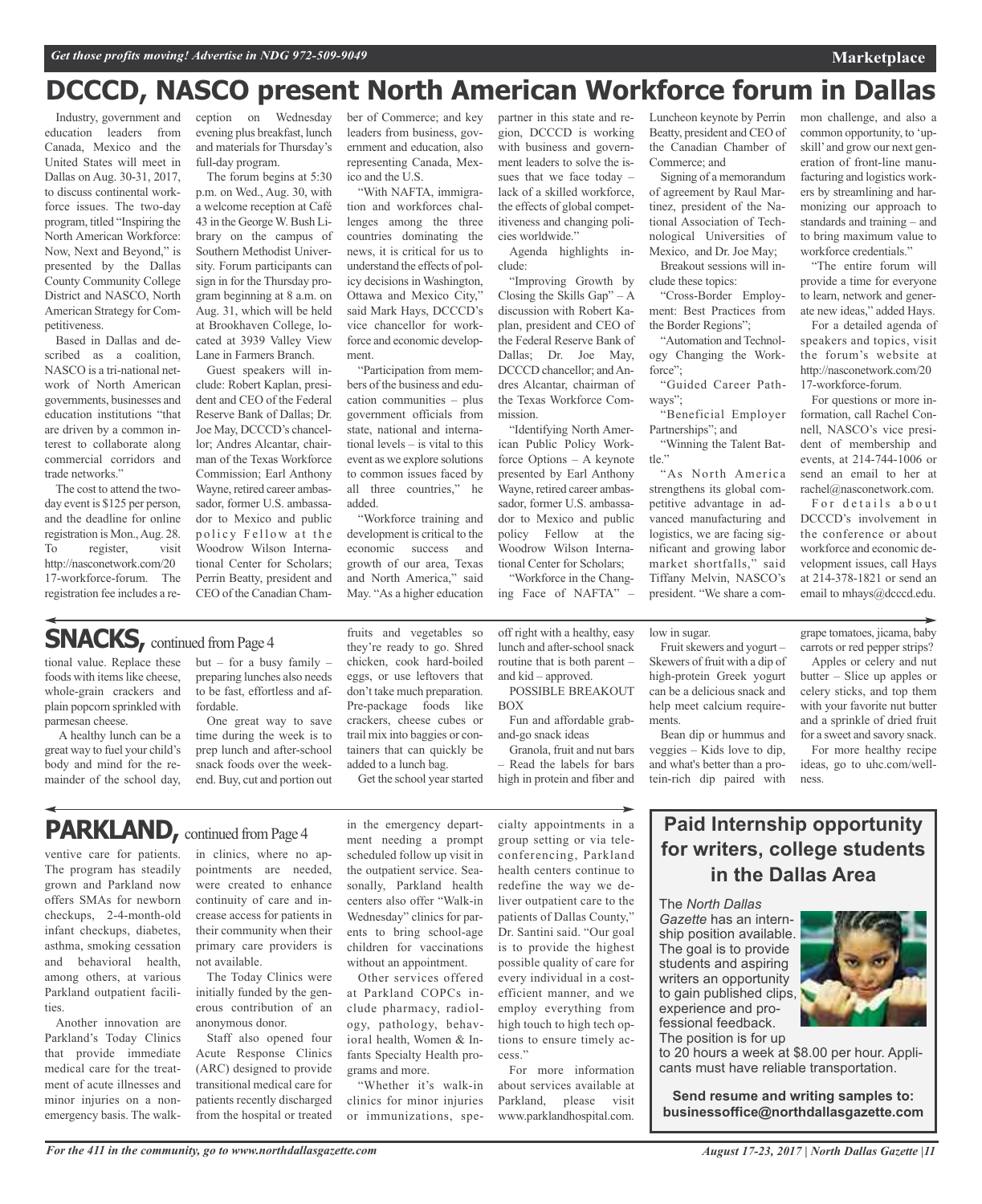# DCCCD, NASCO present North American Workforce forum in Dallas

Industry, government and education leaders from Canada, Mexico and the United States will meet in Dallas on Aug. 30-31, 2017, to discuss continental workforce issues. The two-day program, titled "Inspiring the North American Workforce: Now, Next and Beyond," is presented by the Dallas County Community College District and NASCO, North American Strategy for Competitiveness.

Based in Dallas and described as a coalition, NASCO is a tri-national network of North American governments, businesses and education institutions "that are driven by a common interest to collaborate along commercial corridors and trade networks."

The cost to attend the two-day event is $125 per person, and the deadline for online registration is Mon., Aug. 28. To register, visit http://nasconetwork.com/2017-workforce-forum. The registration fee includes a reception on Wednesday evening plus breakfast, lunch and materials for Thursday's full-day program.

The forum begins at 5:30 p.m. on Wed., Aug. 30, with a welcome reception at Café 43 in the George W. Bush Library on the campus of Southern Methodist University. Forum participants can sign in for the Thursday program beginning at 8 a.m. on Aug. 31, which will be held at Brookhaven College, located at 3939 Valley View Lane in Farmers Branch.

Guest speakers will include: Robert Kaplan, president and CEO of the Federal Reserve Bank of Dallas; Dr. Joe May, DCCCD's chancellor; Andres Alcantar, chairman of the Texas Workforce Commission; Earl Anthony Wayne, retired career ambassador, former U.S. ambassador to Mexico and public policy Fellow at the Woodrow Wilson International Center for Scholars; Perrin Beatty, president and CEO of the Canadian Chamber of Commerce; and key leaders from business, government and education, also representing Canada, Mexico and the U.S.

"With NAFTA, immigration and workforces challenges among the three countries dominating the news, it is critical for us to understand the effects of policy decisions in Washington, Ottawa and Mexico City," said Mark Hays, DCCCD's vice chancellor for workforce and economic development.

"Participation from members of the business and education communities – plus government officials from state, national and international levels – is vital to this event as we explore solutions to common issues faced by all three countries," he added.

"Workforce training and development is critical to the economic success and growth of our area, Texas and North America," said May. "As a higher education partner in this state and region, DCCCD is working with business and government leaders to solve the issues that we face today – lack of a skilled workforce, the effects of global competitiveness and changing policies worldwide."

Agenda highlights include:

"Improving Growth by Closing the Skills Gap" – A discussion with Robert Kaplan, president and CEO of the Federal Reserve Bank of Dallas; Dr. Joe May, DCCCD chancellor; and Andres Alcantar, chairman of the Texas Workforce Commission.

"Identifying North American Public Policy Workforce Options – A keynote presented by Earl Anthony Wayne, retired career ambassador, former U.S. ambassador to Mexico and public policy Fellow at the Woodrow Wilson International Center for Scholars;

"Workforce in the Changing Face of NAFTA" – Luncheon keynote by Perrin Beatty, president and CEO of the Canadian Chamber of Commerce; and

Signing of a memorandum of agreement by Raul Martinez, president of the National Association of Technological Universities of Mexico, and Dr. Joe May;

Breakout sessions will include these topics:

"Cross-Border Employment: Best Practices from the Border Regions";

"Automation and Technology Changing the Workforce";

"Guided Career Pathways";

"Beneficial Employer Partnerships"; and

"Winning the Talent Battle."

"As North America strengthens its global competitive advantage in advanced manufacturing and logistics, we are facing significant and growing labor market shortfalls," said Tiffany Melvin, NASCO's president. "We share a common challenge, and also a common opportunity, to 'upskill' and grow our next generation of front-line manufacturing and logistics workers by streamlining and harmonizing our approach to standards and training – and to bring maximum value to workforce credentials."

"The entire forum will provide a time for everyone to learn, network and generate new ideas," added Hays.

For a detailed agenda of speakers and topics, visit the forum's website at http://nasconetwork.com/2017-workforce-forum.

For questions or more information, call Rachel Connell, NASCO's vice president of membership and events, at 214-744-1006 or send an email to her at rachel@nasconetwork.com.

For details about DCCCD's involvement in the conference or about workforce and economic development issues, call Hays at 214-378-1821 or send an email to mhays@dcccd.edu.

## SNACKS, continued from Page 4

tional value. Replace these foods with items like cheese, whole-grain crackers and plain popcorn sprinkled with parmesan cheese.

A healthy lunch can be a great way to fuel your child's body and mind for the remainder of the school day, but – for a busy family – preparing lunches also needs to be fast, effortless and affordable.

One great way to save time during the week is to prep lunch and after-school snack foods over the weekend. Buy, cut and portion out fruits and vegetables so they're ready to go. Shred chicken, cook hard-boiled eggs, or use leftovers that don't take much preparation. Pre-package foods like crackers, cheese cubes or trail mix into baggies or containers that can quickly be added to a lunch bag.

Get the school year started off right with a healthy, easy lunch and after-school snack routine that is both parent – and kid – approved.

POSSIBLE BREAKOUT BOX

Fun and affordable grab-and-go snack ideas

Granola, fruit and nut bars – Read the labels for bars high in protein and fiber and low in sugar.

Fruit skewers and yogurt – Skewers of fruit with a dip of high-protein Greek yogurt can be a delicious snack and help meet calcium requirements.

Bean dip or hummus and veggies – Kids love to dip, and what's better than a protein-rich dip paired with grape tomatoes, jicama, baby carrots or red pepper strips?

Apples or celery and nut butter – Slice up apples or celery sticks, and top them with your favorite nut butter and a sprinkle of dried fruit for a sweet and savory snack.

For more healthy recipe ideas, go to uhc.com/wellness.

## PARKLAND, continued from Page 4

ventive care for patients. The program has steadily grown and Parkland now offers SMAs for newborn checkups, 2-4-month-old infant checkups, diabetes, asthma, smoking cessation and behavioral health, among others, at various Parkland outpatient facilities.

Another innovation are Parkland's Today Clinics that provide immediate medical care for the treatment of acute illnesses and minor injuries on a non-emergency basis. The walk-in clinics, where no appointments are needed, were created to enhance continuity of care and increase access for patients in their community when their primary care providers is not available.

The Today Clinics were initially funded by the generous contribution of an anonymous donor.

Staff also opened four Acute Response Clinics (ARC) designed to provide transitional medical care for patients recently discharged from the hospital or treated in the emergency department needing a prompt scheduled follow up visit in the outpatient service. Seasonally, Parkland health centers also offer "Walk-in Wednesday" clinics for parents to bring school-age children for vaccinations without an appointment.

Other services offered at Parkland COPCs include pharmacy, radiology, pathology, behavioral health, Women & Infants Specialty Health programs and more.

"Whether it's walk-in clinics for minor injuries or immunizations, specialty appointments in a group setting or via teleconferencing, Parkland health centers continue to redefine the way we deliver outpatient care to the patients of Dallas County," Dr. Santini said. "Our goal is to provide the highest possible quality of care for every individual in a cost-efficient manner, and we employ everything from high touch to high tech options to ensure timely access."

For more information about services available at Parkland, please visit www.parklandhospital.com.

## Paid Internship opportunity for writers, college students in the Dallas Area

The *North Dallas Gazette* has an internship position available. The goal is to provide students and aspiring writers an opportunity to gain published clips, experience and professional feedback. The position is for up to 20 hours a week at $8.00 per hour. Applicants must have reliable transportation.

**Send resume and writing samples to: businessoffice@northdallasgazette.com**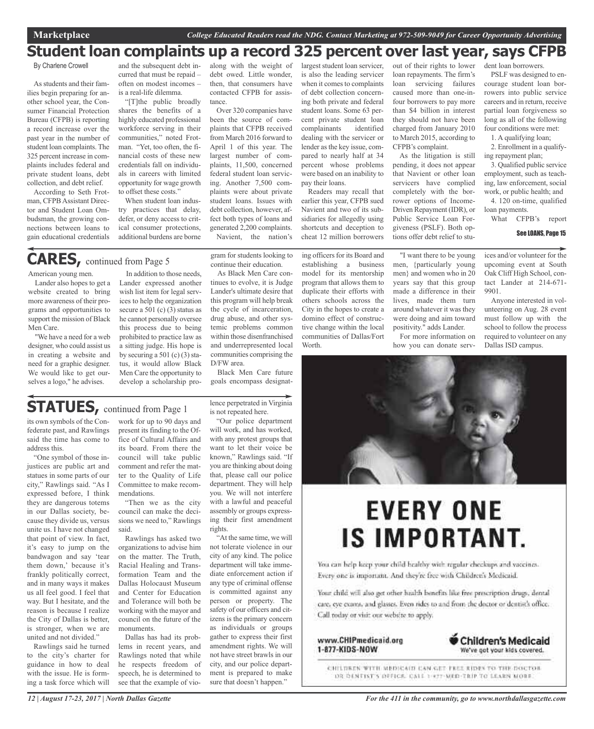# Student loan complaints up a record 325 percent over last year, says CFPB

By Charlene Crowell

As students and their families begin preparing for another school year, the Consumer Financial Protection Bureau (CFPB) is reporting a record increase over the past year in the number of student loan complaints. The 325 percent increase in complaints includes federal and private student loans, debt collection, and debt relief.

According to Seth Frotman, CFPB Assistant Director and Student Loan Ombudsman, the growing connections between loans to gain educational credentials and the subsequent debt incurred that must be repaid – often on modest incomes – is a real-life dilemma.

"[T]he public broadly shares the benefits of a highly educated professional workforce serving in their communities," noted Frotman. "Yet, too often, the financial costs of these new credentials fall on individuals in careers with limited opportunity for wage growth to offset these costs."

When student loan industry practices that delay, defer, or deny access to critical consumer protections, additional burdens are borne along with the weight of debt owed. Little wonder, then, that consumers have contacted CFPB for assistance.

Over 320 companies have been the source of complaints that CFPB received from March 2016 forward to April 1 of this year. The largest number of complaints, 11,500, concerned federal student loan servicing. Another 7,500 complaints were about private student loans. Issues with debt collection, however, affect both types of loans and generated 2,200 complaints.

Navient, the nation's largest student loan servicer, is also the leading servicer when it comes to complaints of debt collection concerning both private and federal student loans. Some 63 percent private student loan complainants identified dealing with the servicer or lender as the key issue, compared to nearly half at 34 percent whose problems were based on an inability to pay their loans.

Readers may recall that earlier this year, CFPB sued Navient and two of its subsidiaries for allegedly using shortcuts and deception to cheat 12 million borrowers out of their rights to lower loan repayments. The firm's loan servicing failures caused more than one-in-four borrowers to pay more than $4 billion in interest they should not have been charged from January 2010 to March 2015, according to CFPB's complaint.

As the litigation is still pending, it does not appear that Navient or other loan servicers have complied completely with the borrower options of Income-Driven Repayment (IDR), or Public Service Loan Forgiveness (PSLF). Both options offer debt relief to student loan borrowers.

PSLF was designed to encourage student loan borrowers into public service careers and in return, receive partial loan forgiveness so long as all of the following four conditions were met:

1. A qualifying loan;
2. Enrollment in a qualifying repayment plan;
3. Qualified public service employment, such as teaching, law enforcement, social work, or public health; and
4. 120 on-time, qualified loan payments.

What CFPB's report

**See LOANS, Page 15**

# CARES, continued from Page 5

American young men.

Lander also hopes to get a website created to bring more awareness of their programs and opportunities to support the mission of Black Men Care.

"We have a need for a web designer, who could assist us in creating a website and need for a graphic designer. We would like to get ourselves a logo," he advises.

In addition to those needs, Lander expressed another wish list item for legal services to help the organization secure a 501 (c) (3) status as he cannot personally oversee this process due to being prohibited to practice law as a sitting judge. His hope is by securing a 501 (c) (3) status, it would allow Black Men Care the opportunity to develop a scholarship program for students looking to continue their education.

As Black Men Care continues to evolve, it is Judge Lander's ultimate desire that this program will help break the cycle of incarceration, drug abuse, and other systemic problems common within those disenfranchised and underrepresented local communities comprising the D/FW area.

Black Men Care future goals encompass designating officers for its Board and establishing a business model for its mentorship program that allows them to duplicate their efforts with others schools across the City in the hopes to create a domino effect of constructive change within the local communities of Dallas/Fort Worth.

"I want there to be young men, {particularly young men} and women who in 20 years say that this group made a difference in their lives, made them turn around whatever it was they were doing and aim toward positivity." adds Lander.

For more information on how you can donate services and/or volunteer for the upcoming event at South Oak Cliff High School, contact Lander at 214-671-9901.

Anyone interested in volunteering on Aug. 28 event must follow up with the school to follow the process required to volunteer on any Dallas ISD campus.

# STATUES, continued from Page 1

its own symbols of the Confederate past, and Rawlings said the time has come to address this.

"One symbol of those injustices are public art and statues in some parts of our city," Rawlings said. "As I expressed before, I think they are dangerous totems in our Dallas society, because they divide us, versus unite us. I have not changed that point of view. In fact, it's easy to jump on the bandwagon and say 'tear them down,' because it's frankly politically correct, and in many ways it makes us all feel good. I feel that way. But I hesitate, and the reason is because I realize the City of Dallas is better, is stronger, when we are united and not divided."

Rawlings said he turned to the city's charter for guidance in how to deal with the issue. He is forming a task force which will work for up to 90 days and present its finding to the Office of Cultural Affairs and its board. From there the council will take public comment and refer the matter to the Quality of Life Committee to make recommendations.

"Then we as the city council can make the decisions we need to," Rawlings said.

Rawlings has asked two organizations to advise him on the matter. The Truth, Racial Healing and Transformation Team and the Dallas Holocaust Museum and Center for Education and Tolerance will both be working with the mayor and council on the future of the monuments.

Dallas has had its problems in recent years, and Rawlings noted that while he respects freedom of speech, he is determined to see that the example of violence perpetrated in Virginia is not repeated here.

"Our police department will work, and has worked, with any protest groups that want to let their voice be known," Rawlings said. "If you are thinking about doing that, please call our police department. They will help you. We will not interfere with a lawful and peaceful assembly or groups expressing their first amendment rights.

"At the same time, we will not tolerate violence in our city of any kind. The police department will take immediate enforcement action if any type of criminal offense is committed against any person or property. The safety of our officers and citizens is the primary concern as individuals or groups gather to express their first amendment rights. We will not have street brawls in our city, and our police department is prepared to make sure that doesn't happen."

# EVERY ONE IS IMPORTANT.

You can help keep your child healthy with regular checkups and vaccines. Every one is important. And they're free with Children's Medicaid.

Your child will also get other health benefits like free prescription drugs, dental care, eye exams, and glasses. Even rides to and from the doctor or dentist's office. Call today or visit our website to apply.

www.CHIPmedicaid.org
1-877-KIDS-NOW

Children's Medicaid
We've got your kids covered.

CHILDREN WITH MEDICAID CAN GET FREE RIDES TO THE DOCTOR OR DENTIST'S OFFICE. CALL 1-877-MED-TRIP TO LEARN MORE.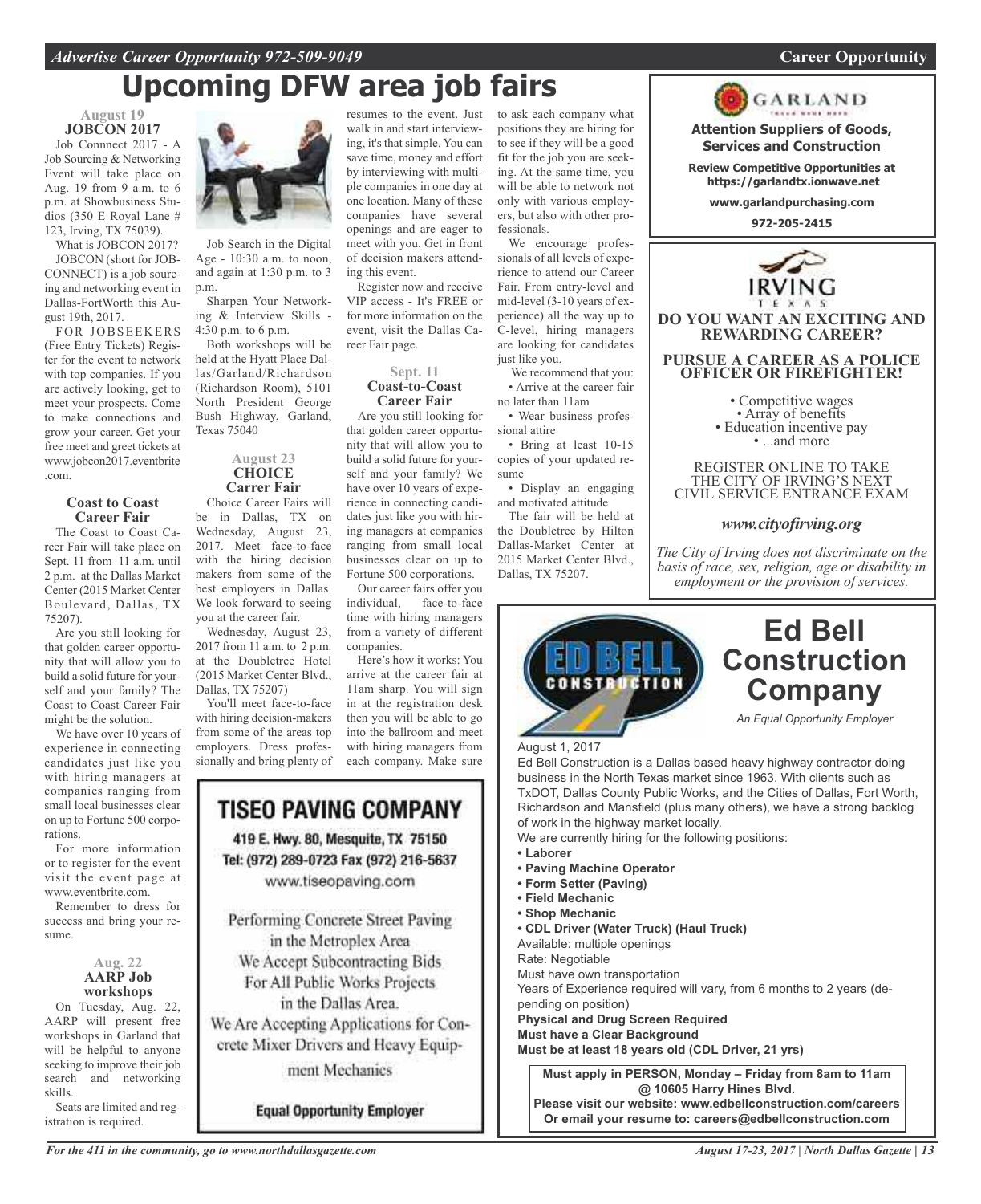# Upcoming DFW area job fairs

### August 19
### JOBCON 2017

Job Connnect 2017 - A Job Sourcing & Networking Event will take place on Aug. 19 from 9 a.m. to 6 p.m. at Showbusiness Studios (350 E Royal Lane # 123, Irving, TX 75039).

What is JOBCON 2017?

JOBCON (short for JOB-CONNECT) is a job sourcing and networking event in Dallas-FortWorth this August 19th, 2017.

FOR JOBSEEKERS (Free Entry Tickets) Register for the event to network with top companies. If you are actively looking, get to meet your prospects. Come to make connections and grow your career. Get your free meet and greet tickets at www.jobcon2017.eventbrite.com.

### Coast to Coast Career Fair

The Coast to Coast Career Fair will take place on Sept. 11 from 11 a.m. until 2 p.m. at the Dallas Market Center (2015 Market Center Boulevard, Dallas, TX 75207).

Are you still looking for that golden career opportunity that will allow you to build a solid future for yourself and your family? The Coast to Coast Career Fair might be the solution.

We have over 10 years of experience in connecting candidates just like you with hiring managers at companies ranging from small local businesses clear on up to Fortune 500 corporations.

For more information or to register for the event visit the event page at www.eventbrite.com.

Remember to dress for success and bring your resume.

### Aug. 22
### AARP Job workshops

On Tuesday, Aug. 22, AARP will present free workshops in Garland that will be helpful to anyone seeking to improve their job search and networking skills.

Seats are limited and registration is required.

Job Search in the Digital Age - 10:30 a.m. to noon, and again at 1:30 p.m. to 3 p.m.

Sharpen Your Networking & Interview Skills - 4:30 p.m. to 6 p.m.

Both workshops will be held at the Hyatt Place Dallas/Garland/Richardson (Richardson Room), 5101 North President George Bush Highway, Garland, Texas 75040

### August 23
### CHOICE Carrer Fair

Choice Career Fairs will be in Dallas, TX on Wednesday, August 23, 2017. Meet face-to-face with the hiring decision makers from some of the best employers in Dallas. We look forward to seeing you at the career fair.

Wednesday, August 23, 2017 from 11 a.m. to 2 p.m. at the Doubletree Hotel (2015 Market Center Blvd., Dallas, TX 75207)

You'll meet face-to-face with hiring decision-makers from some of the areas top employers. Dress professionally and bring plenty of resumes to the event. Just walk in and start interviewing, it's that simple. You can save time, money and effort by interviewing with multiple companies in one day at one location. Many of these companies have several openings and are eager to meet with you. Get in front of decision makers attending this event.

Register now and receive VIP access - It's FREE or for more information on the event, visit the Dallas Career Fair page.

### Sept. 11
### Coast-to-Coast Career Fair

Are you still looking for that golden career opportunity that will allow you to build a solid future for yourself and your family? We have over 10 years of experience in connecting candidates just like you with hiring managers at companies ranging from small local businesses clear on up to Fortune 500 corporations.

Our career fairs offer you individual, face-to-face time with hiring managers from a variety of different companies.

Here's how it works: You arrive at the career fair at 11am sharp. You will sign in at the registration desk then you will be able to go into the ballroom and meet with hiring managers from each company. Make sure to ask each company what positions they are hiring for to see if they will be a good fit for the job you are seeking. At the same time, you will be able to network not only with various employers, but also with other professionals.

We encourage professionals of all levels of experience to attend our Career Fair. From entry-level and mid-level (3-10 years of experience) all the way up to C-level, hiring managers are looking for candidates just like you.

We recommend that you:

- Arrive at the career fair no later than 11am
- Wear business professional attire
- Bring at least 10-15 copies of your updated resume
- Display an engaging and motivated attitude

The fair will be held at the Doubletree by Hilton Dallas-Market Center at 2015 Market Center Blvd., Dallas, TX 75207.

---

## TISEO PAVING COMPANY

419 E. Hwy. 80, Mesquite, TX 75150
Tel: (972) 289-0723 Fax (972) 216-5637
www.tiseopaving.com

Performing Concrete Street Paving in the Metroplex Area
We Accept Subcontracting Bids For All Public Works Projects in the Dallas Area.
We Are Accepting Applications for Concrete Mixer Drivers and Heavy Equipment Mechanics

**Equal Opportunity Employer**

---

## GARLAND

**Attention Suppliers of Goods, Services and Construction**

**Review Competitive Opportunities at https://garlandtx.ionwave.net**

**www.garlandpurchasing.com**

**972-205-2415**

---

## IRVING TEXAS

**DO YOU WANT AN EXCITING AND REWARDING CAREER?**

**PURSUE A CAREER AS A POLICE OFFICER OR FIREFIGHTER!**

- Competitive wages
- Array of benefits
- Education incentive pay
- ...and more

REGISTER ONLINE TO TAKE THE CITY OF IRVING'S NEXT CIVIL SERVICE ENTRANCE EXAM

***www.cityofirving.org***

*The City of Irving does not discriminate on the basis of race, sex, religion, age or disability in employment or the provision of services.*

---

## Ed Bell Construction Company

*An Equal Opportunity Employer*

August 1, 2017

Ed Bell Construction is a Dallas based heavy highway contractor doing business in the North Texas market since 1963. With clients such as TxDOT, Dallas County Public Works, and the Cities of Dallas, Fort Worth, Richardson and Mansfield (plus many others), we have a strong backlog of work in the highway market locally.

We are currently hiring for the following positions:

- **Laborer**
- **Paving Machine Operator**
- **Form Setter (Paving)**
- **Field Mechanic**
- **Shop Mechanic**
- **CDL Driver (Water Truck) (Haul Truck)**

Available: multiple openings
Rate: Negotiable
Must have own transportation
Years of Experience required will vary, from 6 months to 2 years (depending on position)
**Physical and Drug Screen Required**
**Must have a Clear Background**
**Must be at least 18 years old (CDL Driver, 21 yrs)**

**Must apply in PERSON, Monday – Friday from 8am to 11am @ 10605 Harry Hines Blvd.**
**Please visit our website: www.edbellconstruction.com/careers**
**Or email your resume to: careers@edbellconstruction.com**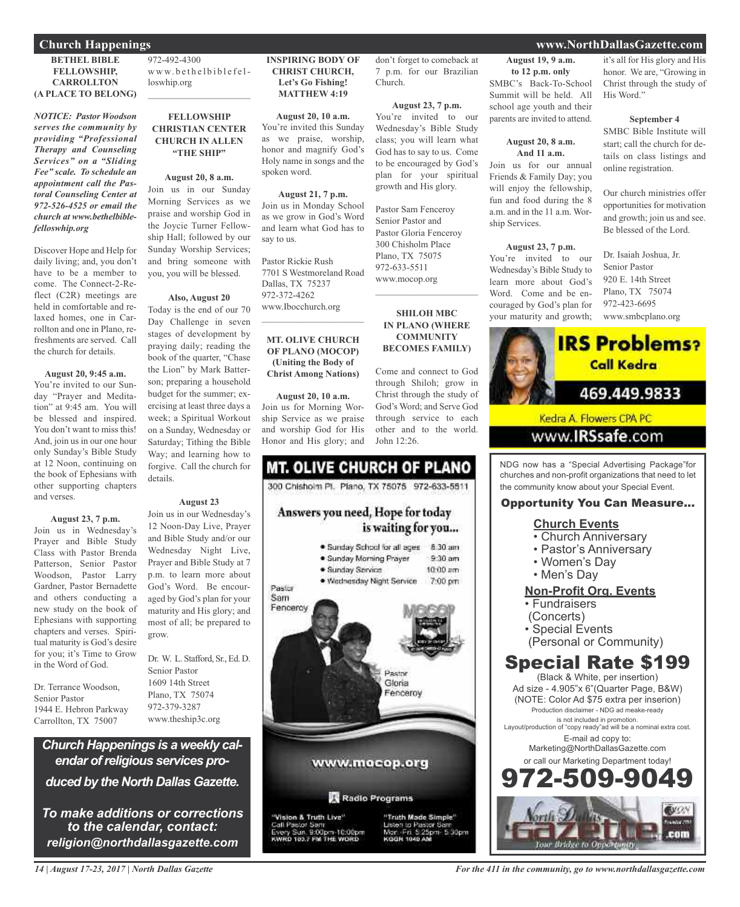## Church Happenings

### BETHEL BIBLE FELLOWSHIP, CARROLLTON (A PLACE TO BELONG)

***NOTICE: Pastor Woodson serves the community by providing "Professional Therapy and Counseling Services" on a "Sliding Fee" scale. To schedule an appointment call the Pastoral Counseling Center at 972-526-4525 or email the church at www.bethelbiblefelloswhip.org***

Discover Hope and Help for daily living; and, you don't have to be a member to come. The Connect-2-Reflect (C2R) meetings are held in comfortable and relaxed homes, one in Carrollton and one in Plano, refreshments are served. Call the church for details.

**August 20, 9:45 a.m.**
You're invited to our Sunday "Prayer and Meditation" at 9:45 am. You will be blessed and inspired. You don't want to miss this! And, join us in our one hour only Sunday's Bible Study at 12 Noon, continuing on the book of Ephesians with other supporting chapters and verses.

**August 23, 7 p.m.**
Join us in Wednesday's Prayer and Bible Study Class with Pastor Brenda Patterson, Senior Pastor Woodson, Pastor Larry Gardner, Pastor Bernadette and others conducting a new study on the book of Ephesians with supporting chapters and verses. Spiritual maturity is God's desire for you; it's Time to Grow in the Word of God.

Dr. Terrance Woodson,
Senior Pastor
1944 E. Hebron Parkway
Carrollton, TX 75007
972-492-4300
www.bethelbiblefelloswhip.org

---

### FELLOWSHIP CHRISTIAN CENTER CHURCH IN ALLEN "THE SHIP"

**August 20, 8 a.m.**
Join us in our Sunday Morning Services as we praise and worship God in the Joycie Turner Fellowship Hall; followed by our Sunday Worship Services; and bring someone with you, you will be blessed.

**Also, August 20**
Today is the end of our 70 Day Challenge in seven stages of development by praying daily; reading the book of the quarter, "Chase the Lion" by Mark Batterson; preparing a household budget for the summer; exercising at least three days a week; a Spiritual Workout on a Sunday, Wednesday or Saturday; Tithing the Bible Way; and learning how to forgive. Call the church for details.

**August 23**
Join us in our Wednesday's 12 Noon-Day Live, Prayer and Bible Study and/or our Wednesday Night Live, Prayer and Bible Study at 7 p.m. to learn more about God's Word. Be encouraged by God's plan for your maturity and His glory; and most of all; be prepared to grow.

Dr. W. L. Stafford, Sr., Ed. D.
Senior Pastor
1609 14th Street
Plano, TX 75074
972-379-3287
www.theship3c.org

***Church Happenings is a weekly calendar of religious services produced by the North Dallas Gazette.***

***To make additions or corrections to the calendar, contact: religion@northdallasgazette.com***

### INSPIRING BODY OF CHRIST CHURCH, Let's Go Fishing! MATTHEW 4:19

**August 20, 10 a.m.**
You're invited this Sunday as we praise, worship, honor and magnify God's Holy name in songs and the spoken word.

**August 21, 7 p.m.**
Join us in Monday School as we grow in God's Word and learn what God has to say to us.

Pastor Rickie Rush
7701 S Westmoreland Road
Dallas, TX 75237
972-372-4262
www.Ibocchurch.org

---

### MT. OLIVE CHURCH OF PLANO (MOCOP) (Uniting the Body of Christ Among Nations)

**August 20, 10 a.m.**
Join us for Morning Worship Service as we praise and worship God for His Honor and His glory; and don't forget to comeback at 7 p.m. for our Brazilian Church.

**August 23, 7 p.m.**
You're invited to our Wednesday's Bible Study class; you will learn what God has to say to us. Come to be encouraged by God's plan for your spiritual growth and His glory.

Pastor Sam Fenceroy
Senior Pastor and
Pastor Gloria Fenceroy
300 Chisholm Place
Plano, TX 75075
972-633-5511
www.mocop.org

---

### SHILOH MBC IN PLANO (WHERE COMMUNITY BECOMES FAMILY)

Come and connect to God through Shiloh; grow in Christ through the study of God's Word; and Serve God through service to each other and to the world. John 12:26.

**August 19, 9 a.m. to 12 p.m. only**
SMBC's Back-To-School Summit will be held. All school age youth and their parents are invited to attend.

**August 20, 8 a.m. And 11 a.m.**
Join us for our annual Friends & Family Day; you will enjoy the fellowship, fun and food during the 8 a.m. and in the 11 a.m. Worship Services.

**August 23, 7 p.m.**
You're invited to our Wednesday's Bible Study to learn more about God's Word. Come and be encouraged by God's plan for your maturity and growth; it's all for His glory and His honor. We are, "Growing in Christ through the study of His Word."

**September 4**
SMBC Bible Institute will start; call the church for details on class listings and online registration.

Our church ministries offer opportunities for motivation and growth; join us and see. Be blessed of the Lord.

Dr. Isaiah Joshua, Jr.
Senior Pastor
920 E. 14th Street
Plano, TX 75074
972-423-6695
www.smbcplano.org

---

**MT. OLIVE CHURCH OF PLANO**
300 Chisholm Pl. Plano, TX 75075 972-633-5511

Answers you need, Hope for today is waiting for you...

- Sunday School for all ages 8:30 am
- Sunday Morning Prayer 9:30 am
- Sunday Service 10:00 am
- Wednesday Night Service 7:00 pm

Pastor Sam Fenceroy
Pastor Gloria Fenceroy

www.mocop.org

Radio Programs

"Vision & Truth Live" Call Pastor Sam Every Sun. 9:00pm-10:00pm KWRD 100.7 FM THE WORD

"Truth Made Simple" Listen to Pastor Sam Mon.-Fri. 5:25pm- 5:30pm KGGR 1040 AM

---

**IRS Problems? Call Kedra**
469.449.9833
Kedra A. Flowers CPA PC
www.IRSsafe.com

---

NDG now has a "Special Advertising Package"for churches and non-profit organizations that need to let the community know about your Special Event.

**Opportunity You Can Measure...**

**Church Events**
- Church Anniversary
- Pastor's Anniversary
- Women's Day
- Men's Day

**Non-Profit Org. Events**
- Fundraisers (Concerts)
- Special Events (Personal or Community)

**Special Rate $199**
(Black & White, per insertion)
Ad size - 4.905"x 6"(Quarter Page, B&W)
(NOTE: Color Ad $75 extra per inserion)
Production disclaimer - NDG ad meake-ready is not included in promotion.
Layout/production of "copy ready"ad will be a nominal extra cost.
E-mail ad copy to:
Marketing@NorthDallasGazette.com
or call our Marketing Department today!
**972-509-9049**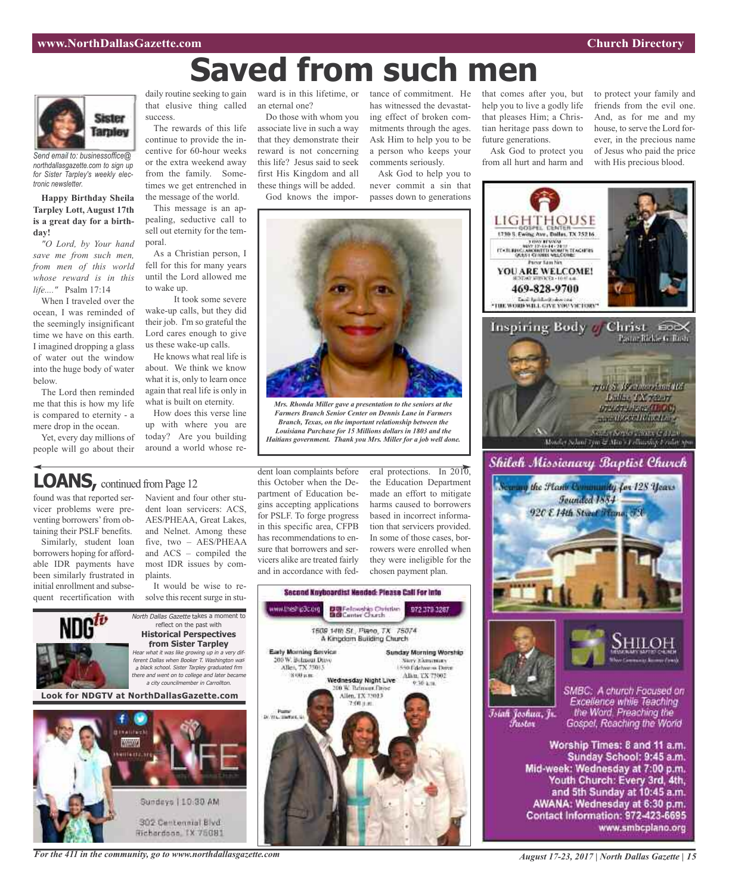# Saved from such men

Sister Tarpley

*Send email to: businessoffice@northdallasgazette.com to sign up for Sister Tarpley's weekly electronic newsletter.*

**Happy Birthday Sheila Tarpley Lott, August 17th is a great day for a birthday!**

*"O Lord, by Your hand save me from such men, from men of this world whose reward is in this life...."* Psalm 17:14

When I traveled over the ocean, I was reminded of the seemingly insignificant time we have on this earth. I imagined dropping a glass of water out the window into the huge body of water below.

The Lord then reminded me that this is how my life is compared to eternity - a mere drop in the ocean.

Yet, every day millions of people will go about their daily routine seeking to gain that elusive thing called success.

The rewards of this life continue to provide the incentive for 60-hour weeks or the extra weekend away from the family. Sometimes we get entrenched in the message of the world.

This message is an appealing, seductive call to sell out eternity for the temporal.

As a Christian person, I fell for this for many years until the Lord allowed me to wake up.

It took some severe wake-up calls, but they did their job. I'm so grateful the Lord cares enough to give us these wake-up calls.

He knows what real life is about. We think we know what it is, only to learn once again that real life is only in what is built on eternity.

How does this verse line up with where you are today? Are you building around a world whose reward is in this lifetime, or an eternal one?

Do those with whom you associate live in such a way that they demonstrate their reward is not concerning this life? Jesus said to seek first His Kingdom and all these things will be added.

God knows the importance of commitment. He has witnessed the devastating effect of broken commitments through the ages. Ask Him to help you to be a person who keeps your comments seriously.

Ask God to help you to never commit a sin that passes down to generations that comes after you, but help you to live a godly life that pleases Him; a Christian heritage pass down to future generations.

Ask God to protect you from all hurt and harm and to protect your family and friends from the evil one. And, as for me and my house, to serve the Lord forever, in the precious name of Jesus who paid the price with His precious blood.

*Mrs. Rhonda Miller gave a presentation to the seniors at the Farmers Branch Senior Center on Dennis Lane in Farmers Branch, Texas, on the important relationship between the Louisiana Purchase for 15 Millions dollars in 1803 and the Haitians government. Thank you Mrs. Miller for a job well done.*

## LOANS, continued from Page 12

found was that reported servicer problems were preventing borrowers' from obtaining their PSLF benefits.

Similarly, student loan borrowers hoping for affordable IDR payments have been similarly frustrated in initial enrollment and subsequent recertification with Navient and four other student loan servicers: ACS, AES/PHEAA, Great Lakes, and Nelnet. Among these five, two – AES/PHEAA and ACS – compiled the most IDR issues by complaints.

It would be wise to resolve this recent surge in student loan complaints before this October when the Department of Education begins accepting applications for PSLF. To forge progress in this specific area, CFPB has recommendations to ensure that borrowers and servicers alike are treated fairly and in accordance with federal protections. In 2010, the Education Department made an effort to mitigate harms caused to borrowers based in incorrect information that servicers provided. In some of those cases, borrowers were enrolled when they were ineligible for the chosen payment plan.

NDGtv

*North Dallas Gazette* takes a moment to reflect on the past with **Historical Perspectives from Sister Tarpley**

*Hear what it was like growing up in a very different Dallas when Booker T. Washington was a black school. Sister Tarpley graduated frm there and went on to college and later became a city councilmember in Carrollton.*

**Look for NDGTV at NorthDallasGazette.com**

LIFE

Sundays | 10:30 AM

302 Centennial Blvd
Richardson, TX 75081

**Second Keyboardist Needed: Please Call For Info**

www.theship3c.org — Fellowship Christian Center Church — 972 379 3287

1609 14th St., Plano, TX 75074
A Kingdom Building Church

Early Morning Service
200 W. Belmont Drive
Allen, TX 75013
8:00 a.m.

Sunday Morning Worship
Story Elementary
1550 Edelweiss Drive
Allen, TX 75002
9:30 a.m.

Wednesday Night Live
200 W. Belmont Drive
Allen, TX 75013
7:00 p.m.

Pastor
Dr. W.L. Stafford, Sr.

LIGHTHOUSE GOSPEL CENTER
1730 S. Ewing Ave., Dallas, TX 75216

Pastor Sam Nix
YOU ARE WELCOME!
469-828-9700
"THE WORD WILL GIVE YOU VICTORY"

Inspiring Body of Christ
Pastor Rickie G. Rush

Shiloh Missionary Baptist Church
Serving the Plano Community for 128 Years
Founded 1884
920 E 14th Street Plano, TX

Shiloh Missionary Baptist Church

Isiah Joshua, Jr.
Pastor

SMBC: A church Focused on Excellence while Teaching the Word. Preaching the Gospel, Reaching the World

Worship Times: 8 and 11 a.m.
Sunday School: 9:45 a.m.
Mid-week: Wednesday at 7:00 p.m.
Youth Church: Every 3rd, 4th, and 5th Sunday at 10:45 a.m.
AWANA: Wednesday at 6:30 p.m.
Contact Information: 972-423-6695
www.smbcplano.org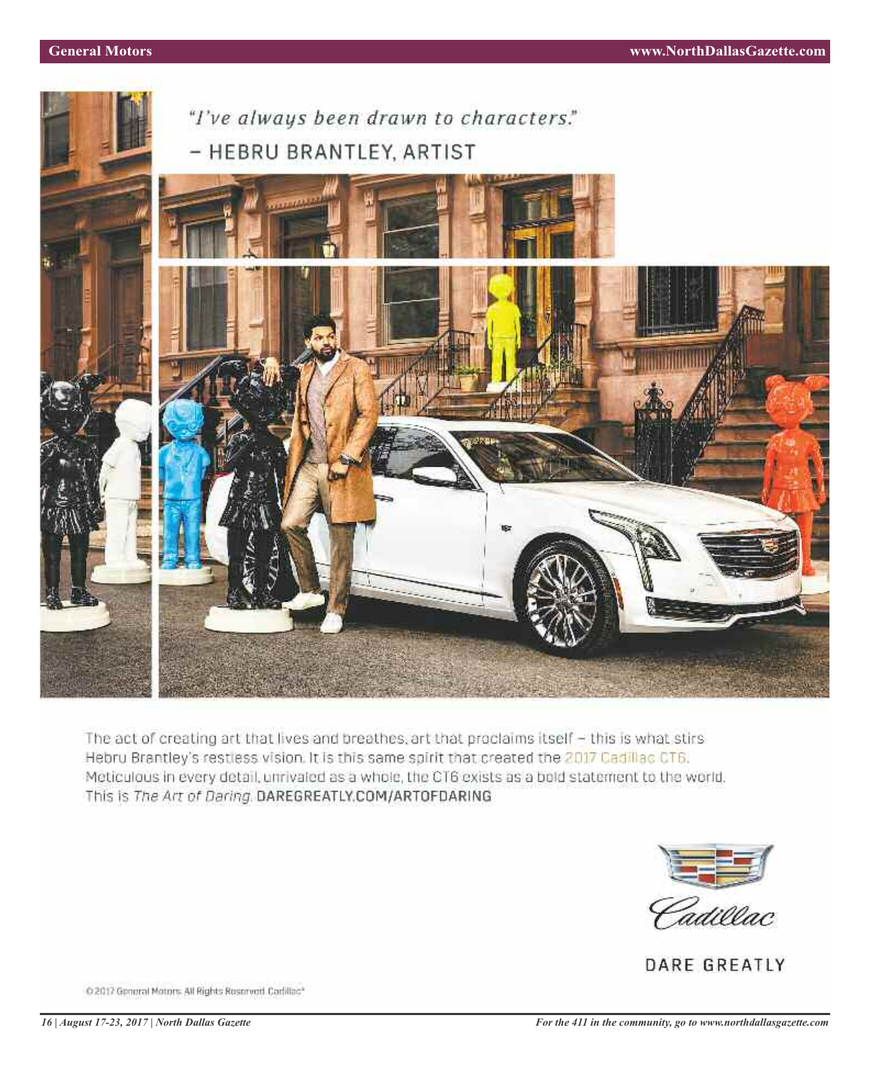"I've always been drawn to characters."

– HEBRU BRANTLEY, ARTIST

The act of creating art that lives and breathes, art that proclaims itself – this is what stirs Hebru Brantley's restless vision. It is this same spirit that created the 2017 Cadillac CT6. Meticulous in every detail, unrivaled as a whole, the CT6 exists as a bold statement to the world. This is *The Art of Daring.* DAREGREATLY.COM/ARTOFDARING

Cadillac

DARE GREATLY

©2017 General Motors. All Rights Reserved. Cadillac®